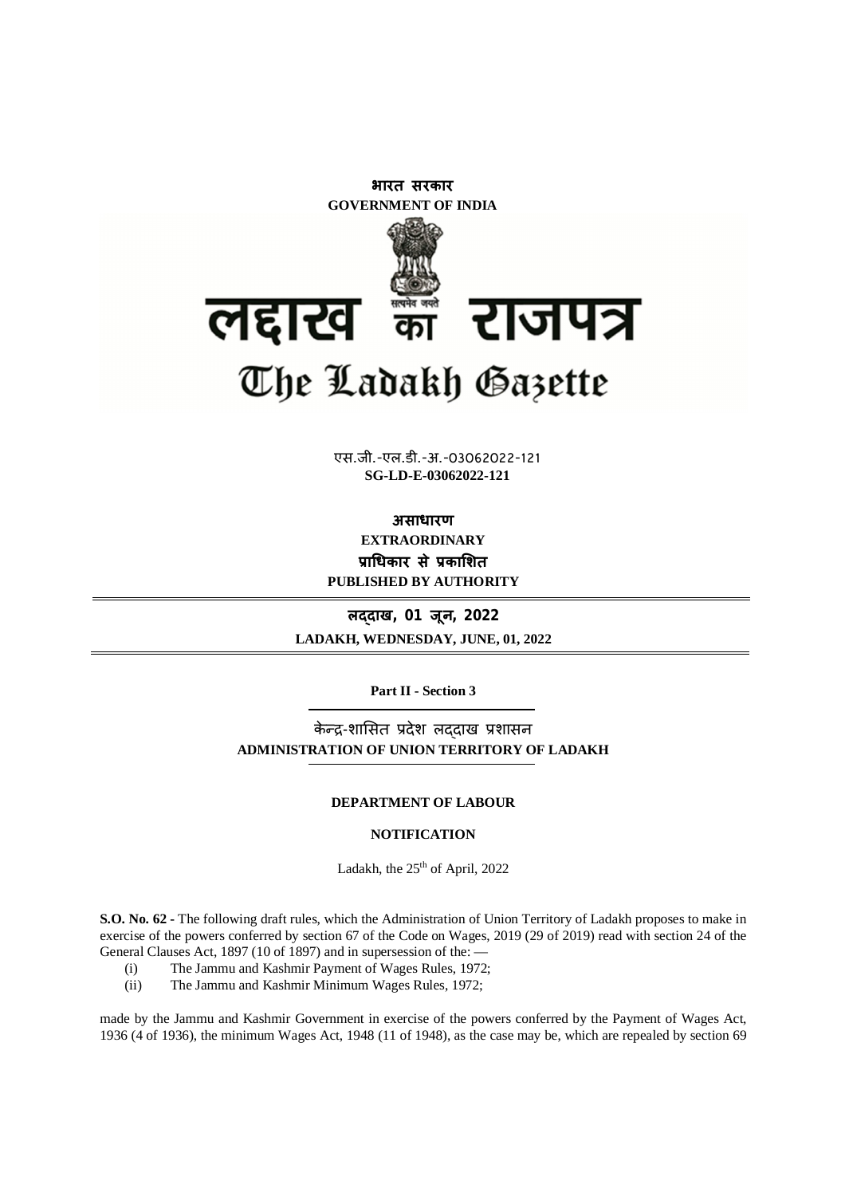भारत सरकार
**GOVERNMENT OF INDIA**

# लद्दाख का राजपत्र
# The Ladakh Gazette

एस.जी.-एल.डी.-अ.-03062022-121
**SG-LD-E-03062022-121**

**असाधारण**
**EXTRAORDINARY**
**प्राधिकार से प्रकाशित**
**PUBLISHED BY AUTHORITY**

**लद्दाख, 01 जून, 2022**
**LADAKH, WEDNESDAY, JUNE, 01, 2022**

**Part II - Section 3**

केन्द्र-शासित प्रदेश लद्दाख प्रशासन
**ADMINISTRATION OF UNION TERRITORY OF LADAKH**

**DEPARTMENT OF LABOUR**

**NOTIFICATION**

Ladakh, the 25th of April, 2022

**S.O. No. 62 -** The following draft rules, which the Administration of Union Territory of Ladakh proposes to make in exercise of the powers conferred by section 67 of the Code on Wages, 2019 (29 of 2019) read with section 24 of the General Clauses Act, 1897 (10 of 1897) and in supersession of the: —

(i) The Jammu and Kashmir Payment of Wages Rules, 1972;
(ii) The Jammu and Kashmir Minimum Wages Rules, 1972;

made by the Jammu and Kashmir Government in exercise of the powers conferred by the Payment of Wages Act, 1936 (4 of 1936), the minimum Wages Act, 1948 (11 of 1948), as the case may be, which are repealed by section 69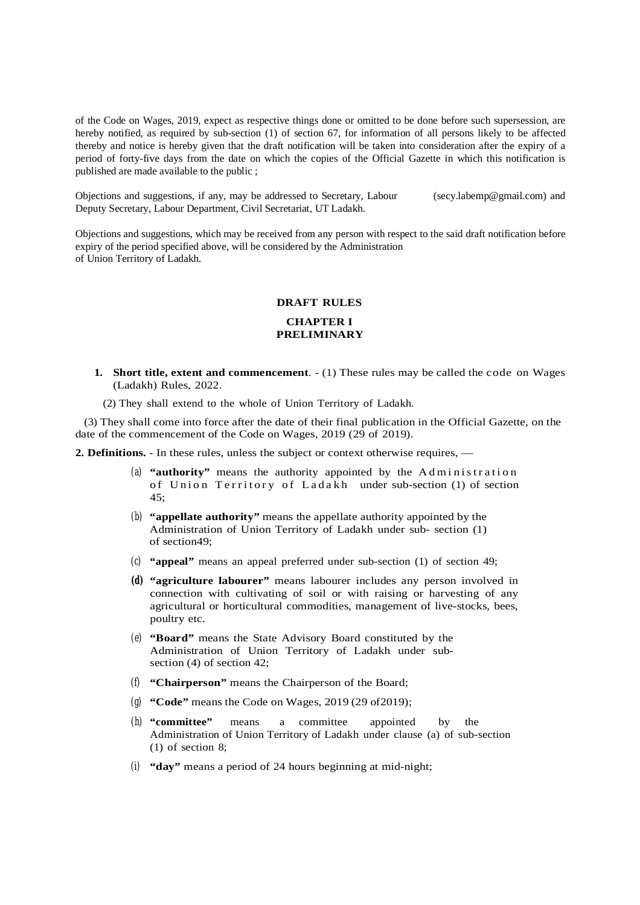of the Code on Wages, 2019, expect as respective things done or omitted to be done before such supersession, are hereby notified, as required by sub-section (1) of section 67, for information of all persons likely to be affected thereby and notice is hereby given that the draft notification will be taken into consideration after the expiry of a period of forty-five days from the date on which the copies of the Official Gazette in which this notification is published are made available to the public ;

Objections and suggestions, if any, may be addressed to Secretary, Labour (secy.labemp@gmail.com) and Deputy Secretary, Labour Department, Civil Secretariat, UT Ladakh.

Objections and suggestions, which may be received from any person with respect to the said draft notification before expiry of the period specified above, will be considered by the Administration of Union Territory of Ladakh.

## DRAFT RULES

## CHAPTER I
## PRELIMINARY

**1. Short title, extent and commencement**. - (1) These rules may be called the code on Wages (Ladakh) Rules, 2022.

(2) They shall extend to the whole of Union Territory of Ladakh.

(3) They shall come into force after the date of their final publication in the Official Gazette, on the date of the commencement of the Code on Wages, 2019 (29 of 2019).

**2. Definitions.** - In these rules, unless the subject or context otherwise requires, —

(a) **"authority"** means the authority appointed by the Administration of Union Territory of Ladakh under sub-section (1) of section 45;

(b) **"appellate authority"** means the appellate authority appointed by the Administration of Union Territory of Ladakh under sub- section (1) of section49;

(c) **"appeal"** means an appeal preferred under sub-section (1) of section 49;

**(d)** **"agriculture labourer"** means labourer includes any person involved in connection with cultivating of soil or with raising or harvesting of any agricultural or horticultural commodities, management of live-stocks, bees, poultry etc.

(e) **"Board"** means the State Advisory Board constituted by the Administration of Union Territory of Ladakh under sub-section (4) of section 42;

(f) **"Chairperson"** means the Chairperson of the Board;

(g) **"Code"** means the Code on Wages, 2019 (29 of2019);

(h) **"committee"** means a committee appointed by the Administration of Union Territory of Ladakh under clause (a) of sub-section (1) of section 8;

(i) **"day"** means a period of 24 hours beginning at mid-night;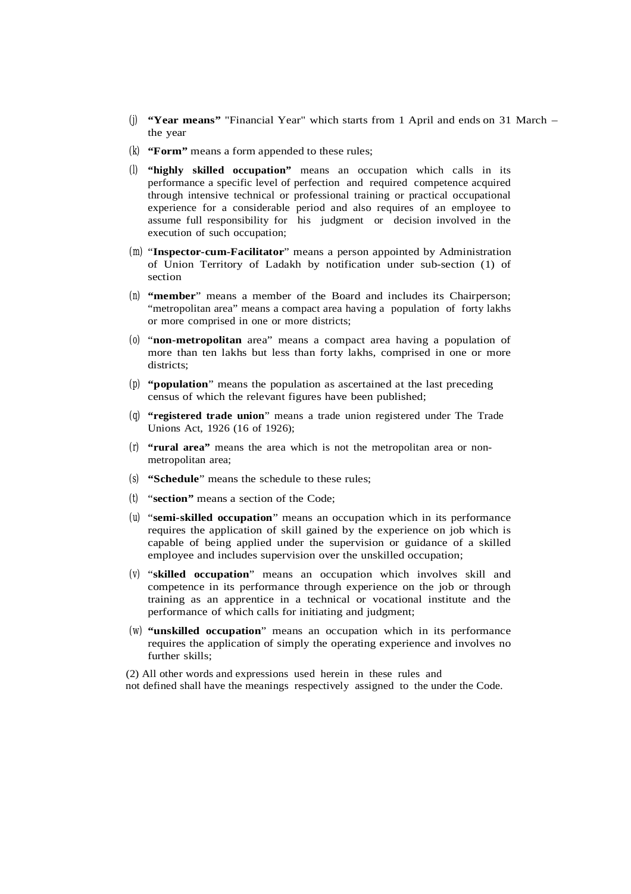(j) **"Year means"** "Financial Year" which starts from 1 April and ends on 31 March – the year

(k) **"Form"** means a form appended to these rules;

(l) **"highly skilled occupation"** means an occupation which calls in its performance a specific level of perfection and required competence acquired through intensive technical or professional training or practical occupational experience for a considerable period and also requires of an employee to assume full responsibility for his judgment or decision involved in the execution of such occupation;

(m) "**Inspector-cum-Facilitator**" means a person appointed by Administration of Union Territory of Ladakh by notification under sub-section (1) of section

(n) **"member**" means a member of the Board and includes its Chairperson; "metropolitan area" means a compact area having a population of forty lakhs or more comprised in one or more districts;

(o) "**non-metropolitan** area" means a compact area having a population of more than ten lakhs but less than forty lakhs, comprised in one or more districts;

(p) **"population**" means the population as ascertained at the last preceding census of which the relevant figures have been published;

(q) **"registered trade union**" means a trade union registered under The Trade Unions Act, 1926 (16 of 1926);

(r) **"rural area"** means the area which is not the metropolitan area or non-metropolitan area;

(s) **"Schedule**" means the schedule to these rules;

(t) "**section"** means a section of the Code;

(u) "**semi-skilled occupation**" means an occupation which in its performance requires the application of skill gained by the experience on job which is capable of being applied under the supervision or guidance of a skilled employee and includes supervision over the unskilled occupation;

(v) "**skilled occupation**" means an occupation which involves skill and competence in its performance through experience on the job or through training as an apprentice in a technical or vocational institute and the performance of which calls for initiating and judgment;

(w) **"unskilled occupation**" means an occupation which in its performance requires the application of simply the operating experience and involves no further skills;

(2) All other words and expressions used herein in these rules and not defined shall have the meanings respectively assigned to the under the Code.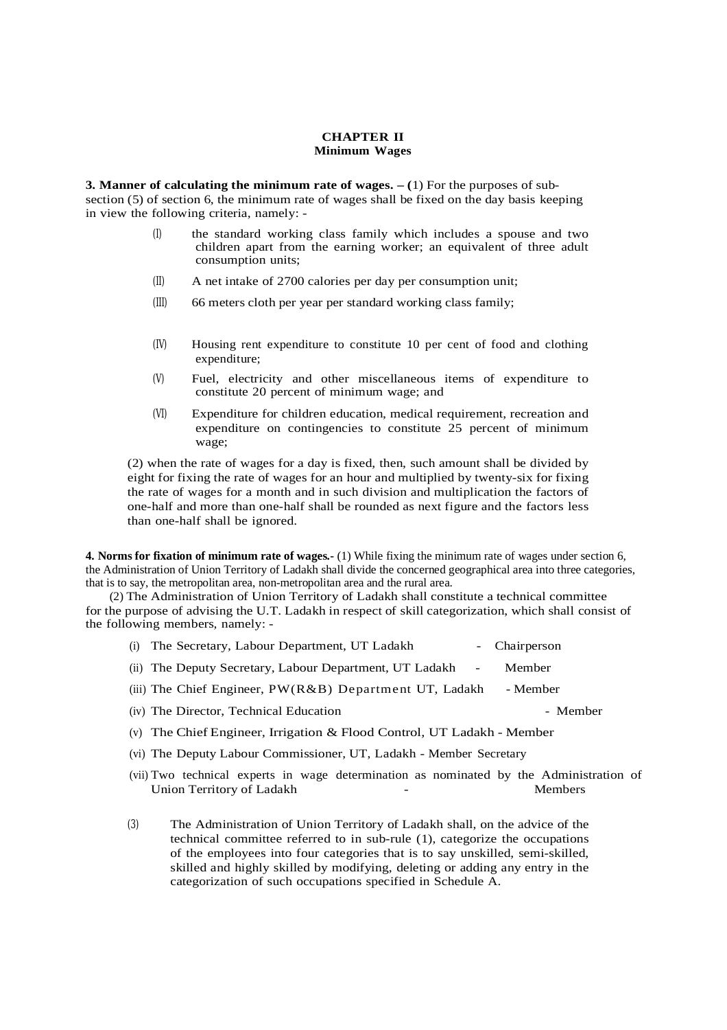## CHAPTER II
### Minimum Wages

**3. Manner of calculating the minimum rate of wages. – (**1) For the purposes of sub-section (5) of section 6, the minimum rate of wages shall be fixed on the day basis keeping in view the following criteria, namely: -

(I) the standard working class family which includes a spouse and two children apart from the earning worker; an equivalent of three adult consumption units;

(II) A net intake of 2700 calories per day per consumption unit;

(III) 66 meters cloth per year per standard working class family;

(IV) Housing rent expenditure to constitute 10 per cent of food and clothing expenditure;

(V) Fuel, electricity and other miscellaneous items of expenditure to constitute 20 percent of minimum wage; and

(VI) Expenditure for children education, medical requirement, recreation and expenditure on contingencies to constitute 25 percent of minimum wage;

(2) when the rate of wages for a day is fixed, then, such amount shall be divided by eight for fixing the rate of wages for an hour and multiplied by twenty-six for fixing the rate of wages for a month and in such division and multiplication the factors of one-half and more than one-half shall be rounded as next figure and the factors less than one-half shall be ignored.

**4. Norms for fixation of minimum rate of wages.-** (1) While fixing the minimum rate of wages under section 6, the Administration of Union Territory of Ladakh shall divide the concerned geographical area into three categories, that is to say, the metropolitan area, non-metropolitan area and the rural area.

(2) The Administration of Union Territory of Ladakh shall constitute a technical committee for the purpose of advising the U.T. Ladakh in respect of skill categorization, which shall consist of the following members, namely: -

(i) The Secretary, Labour Department, UT Ladakh - Chairperson

(ii) The Deputy Secretary, Labour Department, UT Ladakh - Member

(iii) The Chief Engineer, PW(R&B) Department UT, Ladakh - Member

(iv) The Director, Technical Education - Member

(v) The Chief Engineer, Irrigation & Flood Control, UT Ladakh - Member

(vi) The Deputy Labour Commissioner, UT, Ladakh - Member Secretary

(vii) Two technical experts in wage determination as nominated by the Administration of Union Territory of Ladakh - Members

(3) The Administration of Union Territory of Ladakh shall, on the advice of the technical committee referred to in sub-rule (1), categorize the occupations of the employees into four categories that is to say unskilled, semi-skilled, skilled and highly skilled by modifying, deleting or adding any entry in the categorization of such occupations specified in Schedule A.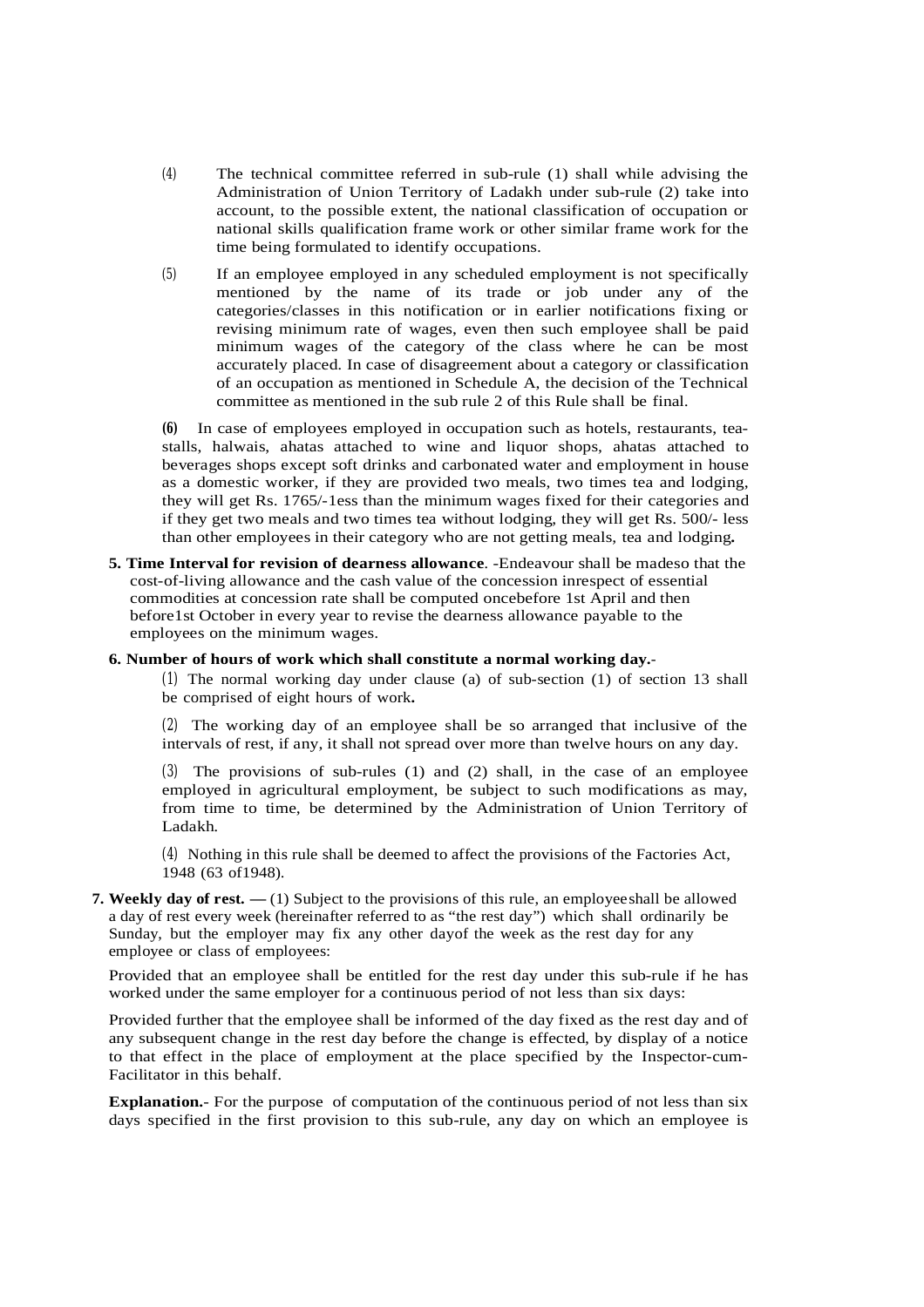(4) The technical committee referred in sub-rule (1) shall while advising the Administration of Union Territory of Ladakh under sub-rule (2) take into account, to the possible extent, the national classification of occupation or national skills qualification frame work or other similar frame work for the time being formulated to identify occupations.

(5) If an employee employed in any scheduled employment is not specifically mentioned by the name of its trade or job under any of the categories/classes in this notification or in earlier notifications fixing or revising minimum rate of wages, even then such employee shall be paid minimum wages of the category of the class where he can be most accurately placed. In case of disagreement about a category or classification of an occupation as mentioned in Schedule A, the decision of the Technical committee as mentioned in the sub rule 2 of this Rule shall be final.

**(6)** In case of employees employed in occupation such as hotels, restaurants, tea-stalls, halwais, ahatas attached to wine and liquor shops, ahatas attached to beverages shops except soft drinks and carbonated water and employment in house as a domestic worker, if they are provided two meals, two times tea and lodging, they will get Rs. 1765/-1ess than the minimum wages fixed for their categories and if they get two meals and two times tea without lodging, they will get Rs. 500/- less than other employees in their category who are not getting meals, tea and lodging**.**

**5. Time Interval for revision of dearness allowance**. -Endeavour shall be madeso that the cost-of-living allowance and the cash value of the concession inrespect of essential commodities at concession rate shall be computed oncebefore 1st April and then before1st October in every year to revise the dearness allowance payable to the employees on the minimum wages.

**6. Number of hours of work which shall constitute a normal working day.**-

(1) The normal working day under clause (a) of sub-section (1) of section 13 shall be comprised of eight hours of work**.**

(2) The working day of an employee shall be so arranged that inclusive of the intervals of rest, if any, it shall not spread over more than twelve hours on any day.

(3) The provisions of sub-rules (1) and (2) shall, in the case of an employee employed in agricultural employment, be subject to such modifications as may, from time to time, be determined by the Administration of Union Territory of Ladakh.

(4) Nothing in this rule shall be deemed to affect the provisions of the Factories Act, 1948 (63 of1948).

**7. Weekly day of rest. —** (1) Subject to the provisions of this rule, an employeeshall be allowed a day of rest every week (hereinafter referred to as "the rest day") which shall ordinarily be Sunday, but the employer may fix any other dayof the week as the rest day for any employee or class of employees:

Provided that an employee shall be entitled for the rest day under this sub-rule if he has worked under the same employer for a continuous period of not less than six days:

Provided further that the employee shall be informed of the day fixed as the rest day and of any subsequent change in the rest day before the change is effected, by display of a notice to that effect in the place of employment at the place specified by the Inspector-cum-Facilitator in this behalf.

**Explanation.**- For the purpose of computation of the continuous period of not less than six days specified in the first provision to this sub-rule, any day on which an employee is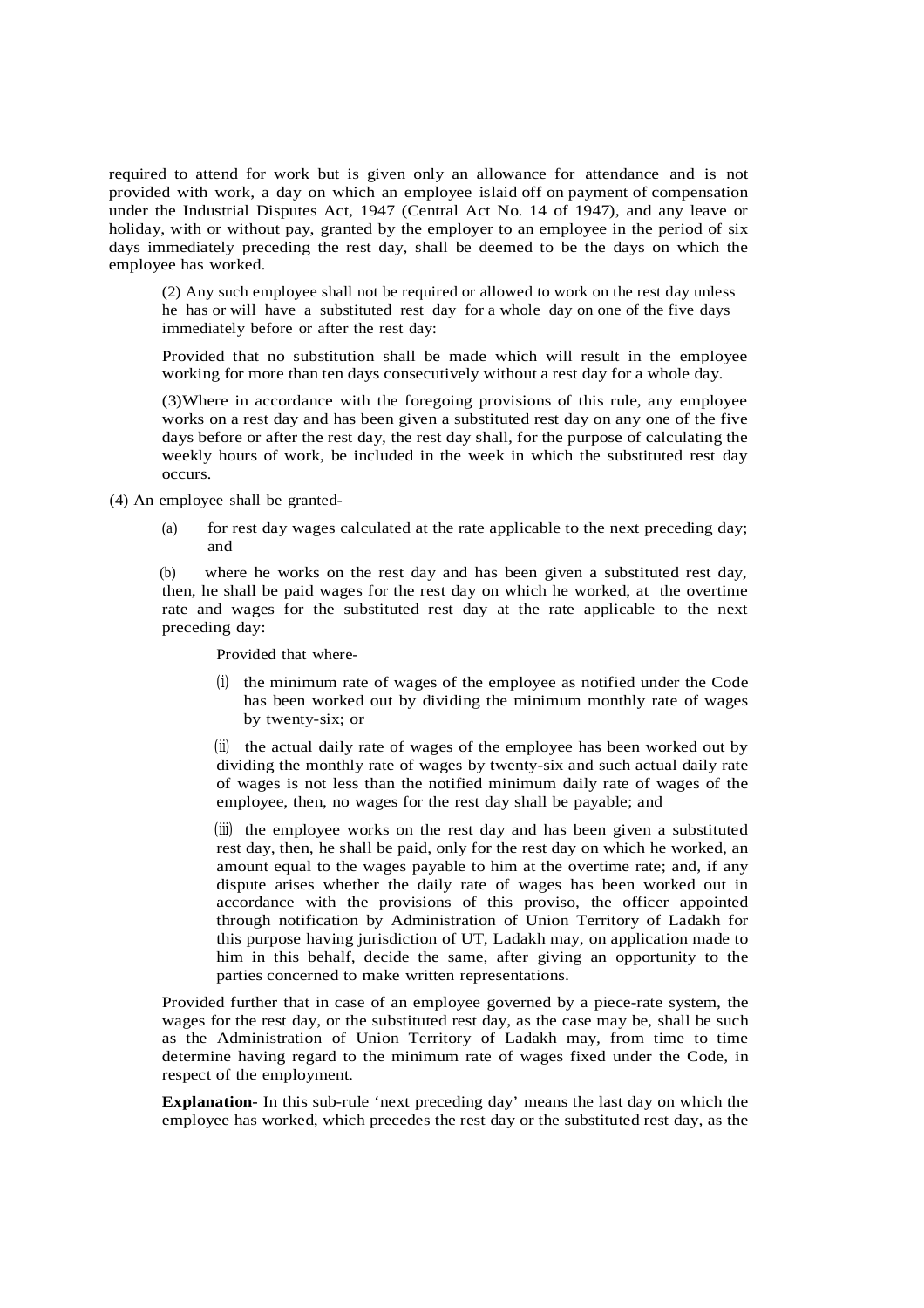required to attend for work but is given only an allowance for attendance and is not provided with work, a day on which an employee islaid off on payment of compensation under the Industrial Disputes Act, 1947 (Central Act No. 14 of 1947), and any leave or holiday, with or without pay, granted by the employer to an employee in the period of six days immediately preceding the rest day, shall be deemed to be the days on which the employee has worked.

(2) Any such employee shall not be required or allowed to work on the rest day unless he has or will have a substituted rest day for a whole day on one of the five days immediately before or after the rest day:

Provided that no substitution shall be made which will result in the employee working for more than ten days consecutively without a rest day for a whole day.

(3)Where in accordance with the foregoing provisions of this rule, any employee works on a rest day and has been given a substituted rest day on any one of the five days before or after the rest day, the rest day shall, for the purpose of calculating the weekly hours of work, be included in the week in which the substituted rest day occurs.

(4) An employee shall be granted-

(a) for rest day wages calculated at the rate applicable to the next preceding day; and

(b) where he works on the rest day and has been given a substituted rest day, then, he shall be paid wages for the rest day on which he worked, at the overtime rate and wages for the substituted rest day at the rate applicable to the next preceding day:

Provided that where-

(i) the minimum rate of wages of the employee as notified under the Code has been worked out by dividing the minimum monthly rate of wages by twenty-six; or

(ii) the actual daily rate of wages of the employee has been worked out by dividing the monthly rate of wages by twenty-six and such actual daily rate of wages is not less than the notified minimum daily rate of wages of the employee, then, no wages for the rest day shall be payable; and

(iii) the employee works on the rest day and has been given a substituted rest day, then, he shall be paid, only for the rest day on which he worked, an amount equal to the wages payable to him at the overtime rate; and, if any dispute arises whether the daily rate of wages has been worked out in accordance with the provisions of this proviso, the officer appointed through notification by Administration of Union Territory of Ladakh for this purpose having jurisdiction of UT, Ladakh may, on application made to him in this behalf, decide the same, after giving an opportunity to the parties concerned to make written representations.

Provided further that in case of an employee governed by a piece-rate system, the wages for the rest day, or the substituted rest day, as the case may be, shall be such as the Administration of Union Territory of Ladakh may, from time to time determine having regard to the minimum rate of wages fixed under the Code, in respect of the employment.

**Explanation-** In this sub-rule 'next preceding day' means the last day on which the employee has worked, which precedes the rest day or the substituted rest day, as the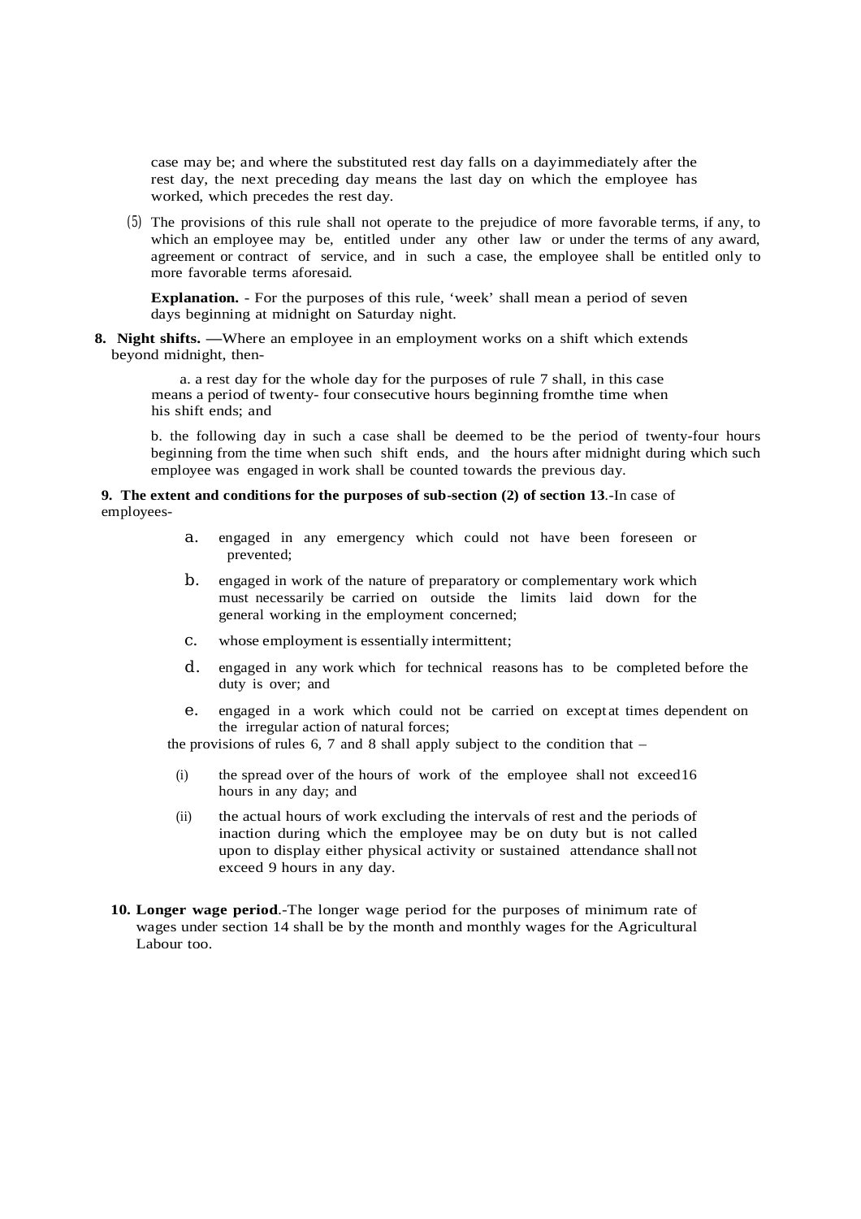case may be; and where the substituted rest day falls on a dayimmediately after the rest day, the next preceding day means the last day on which the employee has worked, which precedes the rest day.

(5) The provisions of this rule shall not operate to the prejudice of more favorable terms, if any, to which an employee may be, entitled under any other law or under the terms of any award, agreement or contract of service, and in such a case, the employee shall be entitled only to more favorable terms aforesaid.

**Explanation.** - For the purposes of this rule, 'week' shall mean a period of seven days beginning at midnight on Saturday night.

**8. Night shifts. —**Where an employee in an employment works on a shift which extends beyond midnight, then-

a. a rest day for the whole day for the purposes of rule 7 shall, in this case means a period of twenty- four consecutive hours beginning fromthe time when his shift ends; and

b. the following day in such a case shall be deemed to be the period of twenty-four hours beginning from the time when such shift ends, and the hours after midnight during which such employee was engaged in work shall be counted towards the previous day.

**9. The extent and conditions for the purposes of sub-section (2) of section 13**.-In case of employees-

a. engaged in any emergency which could not have been foreseen or prevented;

b. engaged in work of the nature of preparatory or complementary work which must necessarily be carried on outside the limits laid down for the general working in the employment concerned;

c. whose employment is essentially intermittent;

d. engaged in any work which for technical reasons has to be completed before the duty is over; and

e. engaged in a work which could not be carried on except at times dependent on the irregular action of natural forces;

the provisions of rules 6, 7 and 8 shall apply subject to the condition that –

(i) the spread over of the hours of work of the employee shall not exceed16 hours in any day; and

(ii) the actual hours of work excluding the intervals of rest and the periods of inaction during which the employee may be on duty but is not called upon to display either physical activity or sustained attendance shall not exceed 9 hours in any day.

**10. Longer wage period**.-The longer wage period for the purposes of minimum rate of wages under section 14 shall be by the month and monthly wages for the Agricultural Labour too.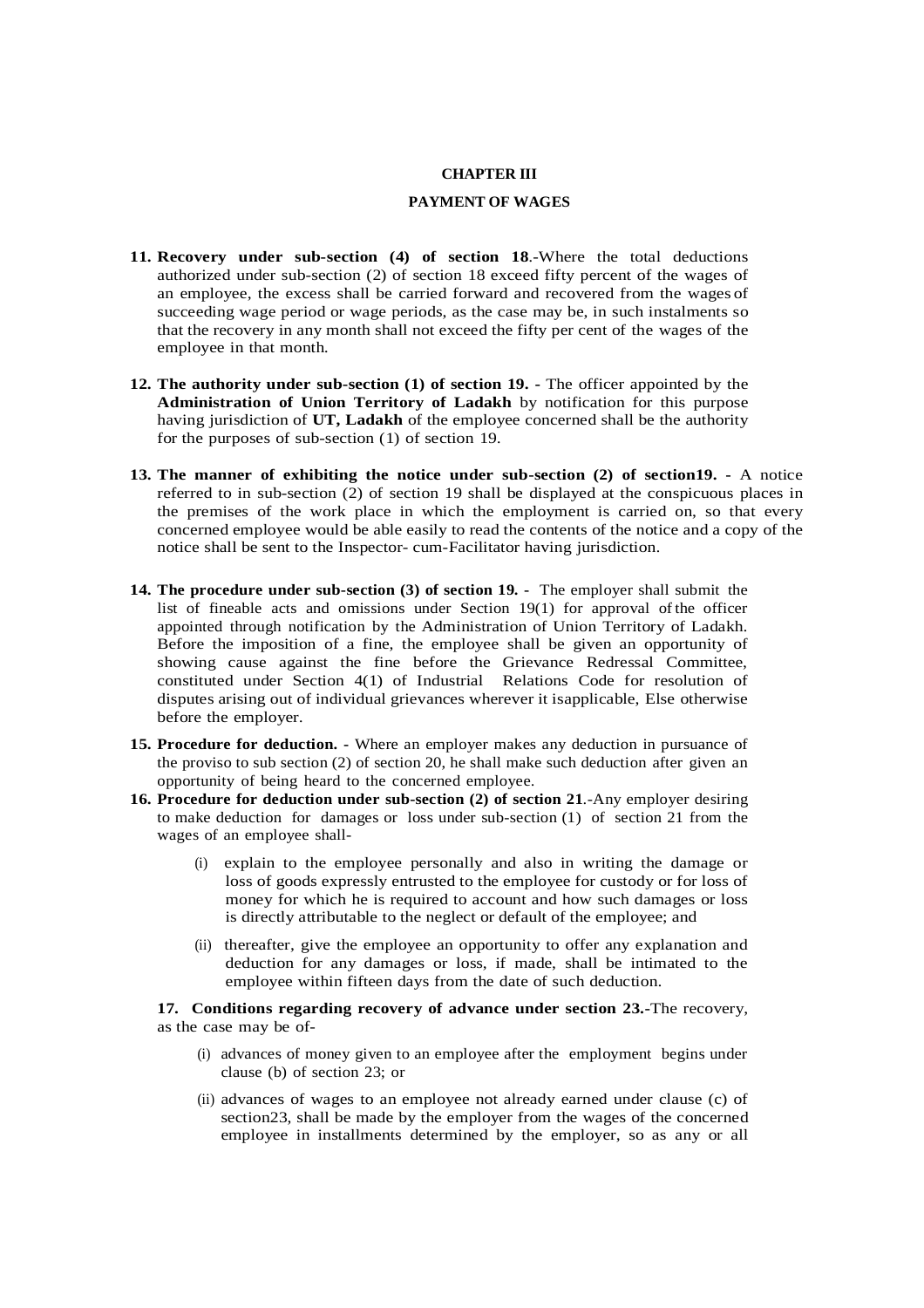## CHAPTER III

## PAYMENT OF WAGES

**11. Recovery under sub-section (4) of section 18**.-Where the total deductions authorized under sub-section (2) of section 18 exceed fifty percent of the wages of an employee, the excess shall be carried forward and recovered from the wages of succeeding wage period or wage periods, as the case may be, in such instalments so that the recovery in any month shall not exceed the fifty per cent of the wages of the employee in that month.

**12. The authority under sub-section (1) of section 19.** - The officer appointed by the **Administration of Union Territory of Ladakh** by notification for this purpose having jurisdiction of **UT, Ladakh** of the employee concerned shall be the authority for the purposes of sub-section (1) of section 19.

**13. The manner of exhibiting the notice under sub-section (2) of section19. -** A notice referred to in sub-section (2) of section 19 shall be displayed at the conspicuous places in the premises of the work place in which the employment is carried on, so that every concerned employee would be able easily to read the contents of the notice and a copy of the notice shall be sent to the Inspector- cum-Facilitator having jurisdiction.

**14. The procedure under sub-section (3) of section 19. -** The employer shall submit the list of fineable acts and omissions under Section 19(1) for approval of the officer appointed through notification by the Administration of Union Territory of Ladakh. Before the imposition of a fine, the employee shall be given an opportunity of showing cause against the fine before the Grievance Redressal Committee, constituted under Section 4(1) of Industrial Relations Code for resolution of disputes arising out of individual grievances wherever it isapplicable, Else otherwise before the employer.

**15. Procedure for deduction. -** Where an employer makes any deduction in pursuance of the proviso to sub section (2) of section 20, he shall make such deduction after given an opportunity of being heard to the concerned employee.

**16. Procedure for deduction under sub-section (2) of section 21**.-Any employer desiring to make deduction for damages or loss under sub-section (1) of section 21 from the wages of an employee shall-

(i) explain to the employee personally and also in writing the damage or loss of goods expressly entrusted to the employee for custody or for loss of money for which he is required to account and how such damages or loss is directly attributable to the neglect or default of the employee; and

(ii) thereafter, give the employee an opportunity to offer any explanation and deduction for any damages or loss, if made, shall be intimated to the employee within fifteen days from the date of such deduction.

**17. Conditions regarding recovery of advance under section 23.**-The recovery, as the case may be of-

(i) advances of money given to an employee after the employment begins under clause (b) of section 23; or

(ii) advances of wages to an employee not already earned under clause (c) of section23, shall be made by the employer from the wages of the concerned employee in installments determined by the employer, so as any or all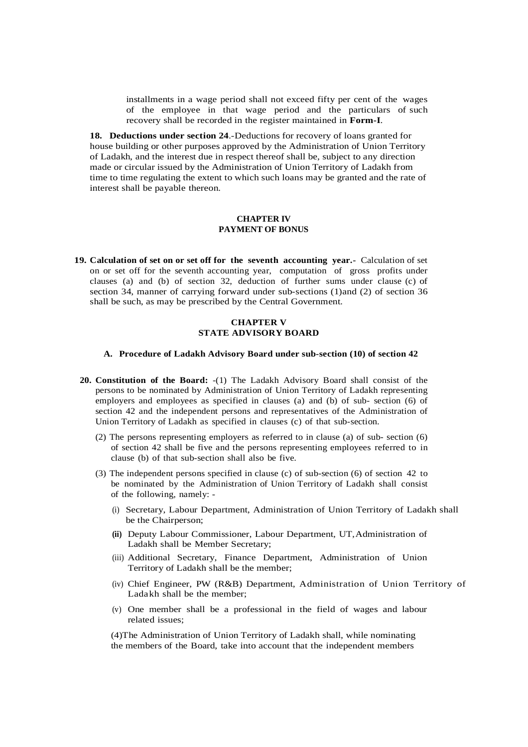installments in a wage period shall not exceed fifty per cent of the wages of the employee in that wage period and the particulars of such recovery shall be recorded in the register maintained in **Form-I**.

**18. Deductions under section 24**.-Deductions for recovery of loans granted for house building or other purposes approved by the Administration of Union Territory of Ladakh, and the interest due in respect thereof shall be, subject to any direction made or circular issued by the Administration of Union Territory of Ladakh from time to time regulating the extent to which such loans may be granted and the rate of interest shall be payable thereon.

## CHAPTER IV
## PAYMENT OF BONUS

**19. Calculation of set on or set off for the seventh accounting year.-** Calculation of set on or set off for the seventh accounting year, computation of gross profits under clauses (a) and (b) of section 32, deduction of further sums under clause (c) of section 34, manner of carrying forward under sub-sections (1)and (2) of section 36 shall be such, as may be prescribed by the Central Government.

## CHAPTER V
## STATE ADVISORY BOARD

### A. Procedure of Ladakh Advisory Board under sub-section (10) of section 42

**20. Constitution of the Board:** -(1) The Ladakh Advisory Board shall consist of the persons to be nominated by Administration of Union Territory of Ladakh representing employers and employees as specified in clauses (a) and (b) of sub- section (6) of section 42 and the independent persons and representatives of the Administration of Union Territory of Ladakh as specified in clauses (c) of that sub-section.

(2) The persons representing employers as referred to in clause (a) of sub- section (6) of section 42 shall be five and the persons representing employees referred to in clause (b) of that sub-section shall also be five.

(3) The independent persons specified in clause (c) of sub-section (6) of section 42 to be nominated by the Administration of Union Territory of Ladakh shall consist of the following, namely: -

(i) Secretary, Labour Department, Administration of Union Territory of Ladakh shall be the Chairperson;

**(ii)** Deputy Labour Commissioner, Labour Department, UT,Administration of Ladakh shall be Member Secretary;

(iii) Additional Secretary, Finance Department, Administration of Union Territory of Ladakh shall be the member;

(iv) Chief Engineer, PW (R&B) Department, Administration of Union Territory of Ladakh shall be the member;

(v) One member shall be a professional in the field of wages and labour related issues;

(4)The Administration of Union Territory of Ladakh shall, while nominating the members of the Board, take into account that the independent members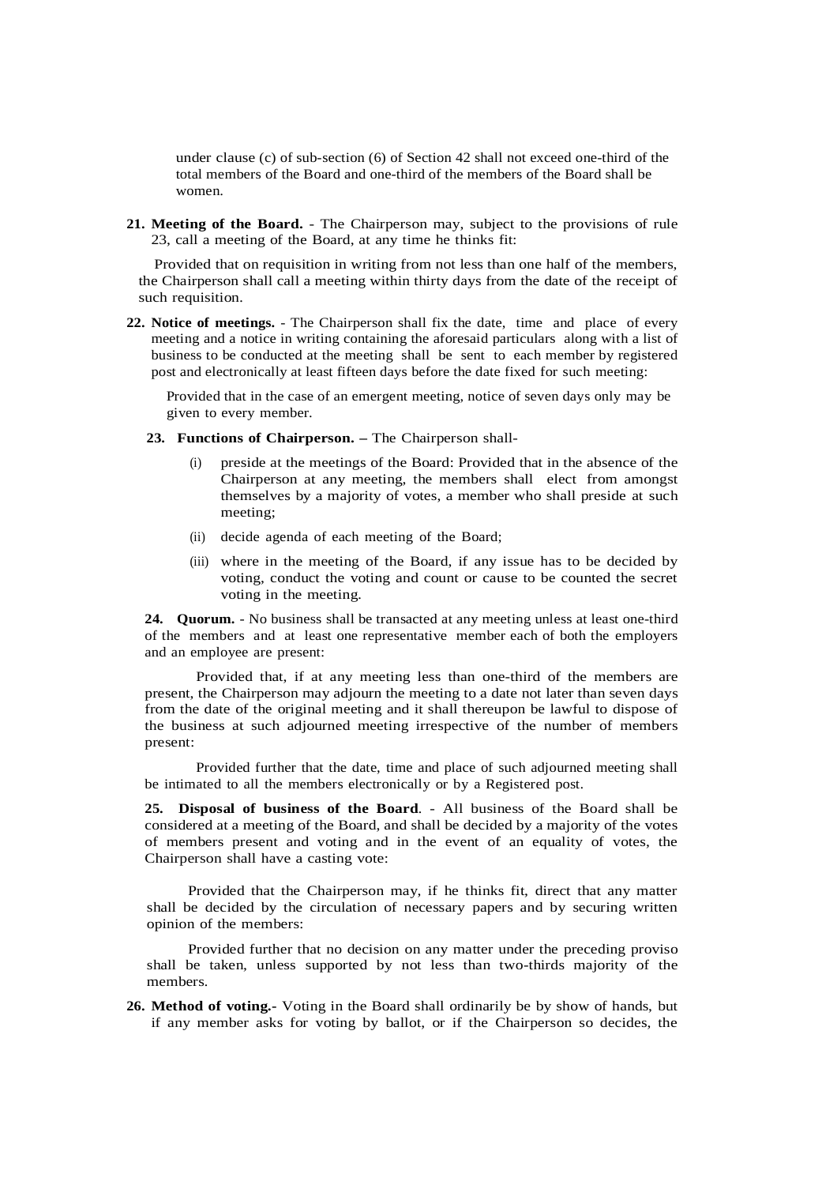under clause (c) of sub-section (6) of Section 42 shall not exceed one-third of the total members of the Board and one-third of the members of the Board shall be women.

**21. Meeting of the Board.** - The Chairperson may, subject to the provisions of rule 23, call a meeting of the Board, at any time he thinks fit:

Provided that on requisition in writing from not less than one half of the members, the Chairperson shall call a meeting within thirty days from the date of the receipt of such requisition.

**22. Notice of meetings.** - The Chairperson shall fix the date, time and place of every meeting and a notice in writing containing the aforesaid particulars along with a list of business to be conducted at the meeting shall be sent to each member by registered post and electronically at least fifteen days before the date fixed for such meeting:

Provided that in the case of an emergent meeting, notice of seven days only may be given to every member.

**23. Functions of Chairperson. –** The Chairperson shall-

- (i) preside at the meetings of the Board: Provided that in the absence of the Chairperson at any meeting, the members shall elect from amongst themselves by a majority of votes, a member who shall preside at such meeting;
- (ii) decide agenda of each meeting of the Board;
- (iii) where in the meeting of the Board, if any issue has to be decided by voting, conduct the voting and count or cause to be counted the secret voting in the meeting.

**24. Quorum.** - No business shall be transacted at any meeting unless at least one-third of the members and at least one representative member each of both the employers and an employee are present:

Provided that, if at any meeting less than one-third of the members are present, the Chairperson may adjourn the meeting to a date not later than seven days from the date of the original meeting and it shall thereupon be lawful to dispose of the business at such adjourned meeting irrespective of the number of members present:

Provided further that the date, time and place of such adjourned meeting shall be intimated to all the members electronically or by a Registered post.

**25. Disposal of business of the Board**. - All business of the Board shall be considered at a meeting of the Board, and shall be decided by a majority of the votes of members present and voting and in the event of an equality of votes, the Chairperson shall have a casting vote:

Provided that the Chairperson may, if he thinks fit, direct that any matter shall be decided by the circulation of necessary papers and by securing written opinion of the members:

Provided further that no decision on any matter under the preceding proviso shall be taken, unless supported by not less than two-thirds majority of the members.

**26. Method of voting.-** Voting in the Board shall ordinarily be by show of hands, but if any member asks for voting by ballot, or if the Chairperson so decides, the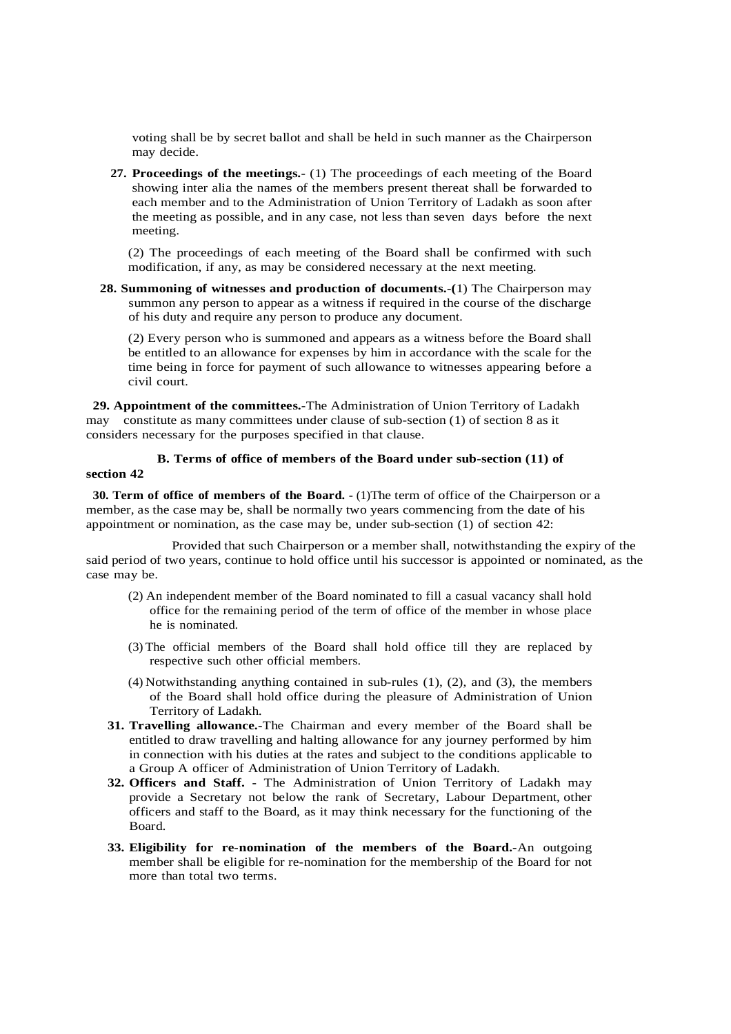voting shall be by secret ballot and shall be held in such manner as the Chairperson may decide.

**27. Proceedings of the meetings.-** (1) The proceedings of each meeting of the Board showing inter alia the names of the members present thereat shall be forwarded to each member and to the Administration of Union Territory of Ladakh as soon after the meeting as possible, and in any case, not less than seven days before the next meeting.

(2) The proceedings of each meeting of the Board shall be confirmed with such modification, if any, as may be considered necessary at the next meeting.

**28. Summoning of witnesses and production of documents.-(**1) The Chairperson may summon any person to appear as a witness if required in the course of the discharge of his duty and require any person to produce any document.

(2) Every person who is summoned and appears as a witness before the Board shall be entitled to an allowance for expenses by him in accordance with the scale for the time being in force for payment of such allowance to witnesses appearing before a civil court.

**29. Appointment of the committees.-**The Administration of Union Territory of Ladakh may constitute as many committees under clause of sub-section (1) of section 8 as it considers necessary for the purposes specified in that clause.

**B. Terms of office of members of the Board under sub-section (11) of section 42**

**30. Term of office of members of the Board. -** (1)The term of office of the Chairperson or a member, as the case may be, shall be normally two years commencing from the date of his appointment or nomination, as the case may be, under sub-section (1) of section 42:

Provided that such Chairperson or a member shall, notwithstanding the expiry of the said period of two years, continue to hold office until his successor is appointed or nominated, as the case may be.

(2) An independent member of the Board nominated to fill a casual vacancy shall hold office for the remaining period of the term of office of the member in whose place he is nominated.

(3) The official members of the Board shall hold office till they are replaced by respective such other official members.

(4) Notwithstanding anything contained in sub-rules (1), (2), and (3), the members of the Board shall hold office during the pleasure of Administration of Union Territory of Ladakh.

**31. Travelling allowance.-**The Chairman and every member of the Board shall be entitled to draw travelling and halting allowance for any journey performed by him in connection with his duties at the rates and subject to the conditions applicable to a Group A officer of Administration of Union Territory of Ladakh.

**32. Officers and Staff.** - The Administration of Union Territory of Ladakh may provide a Secretary not below the rank of Secretary, Labour Department, other officers and staff to the Board, as it may think necessary for the functioning of the Board.

**33. Eligibility for re-nomination of the members of the Board.-**An outgoing member shall be eligible for re-nomination for the membership of the Board for not more than total two terms.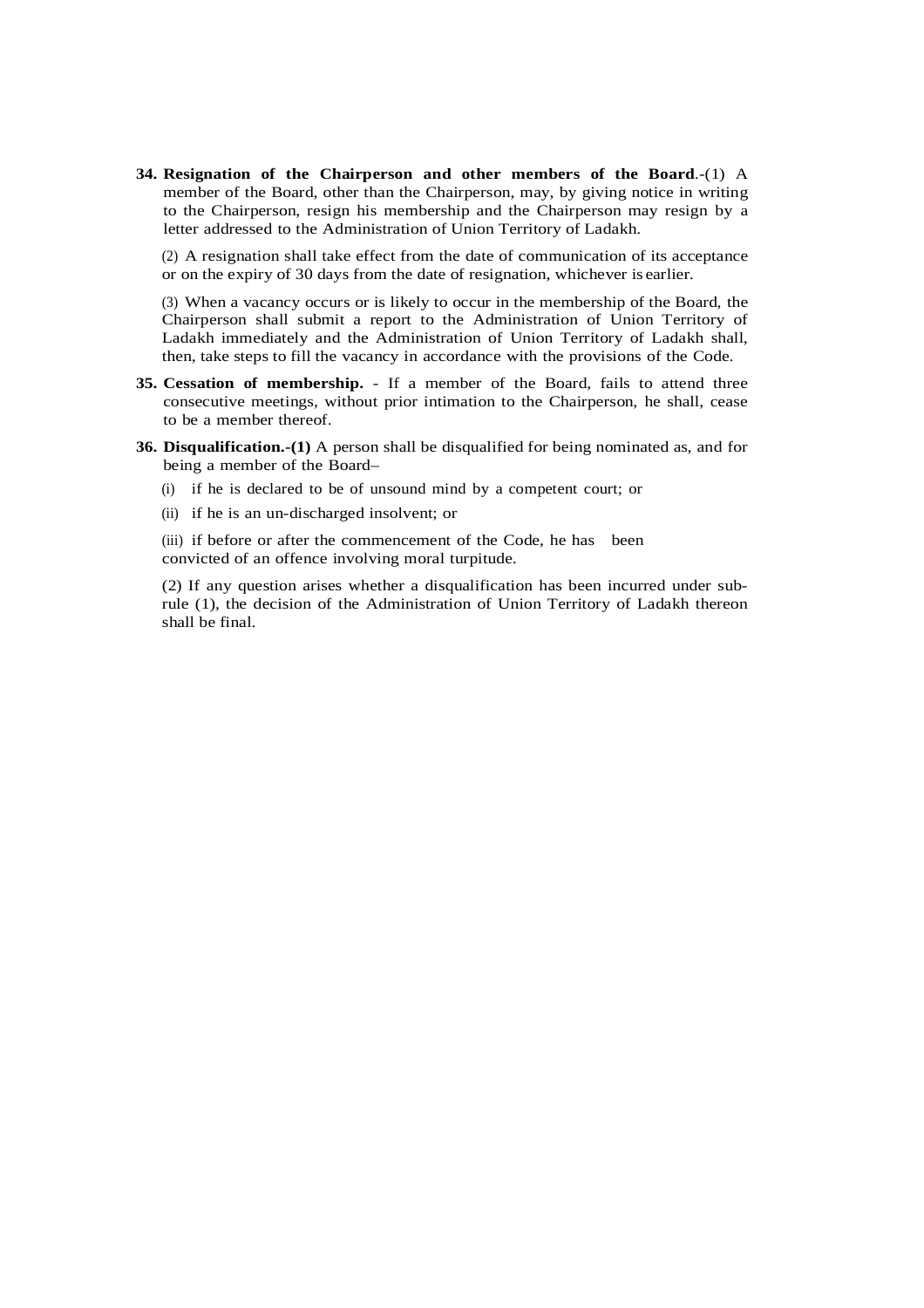**34. Resignation of the Chairperson and other members of the Board**.-(1) A member of the Board, other than the Chairperson, may, by giving notice in writing to the Chairperson, resign his membership and the Chairperson may resign by a letter addressed to the Administration of Union Territory of Ladakh.

(2) A resignation shall take effect from the date of communication of its acceptance or on the expiry of 30 days from the date of resignation, whichever is earlier.

(3) When a vacancy occurs or is likely to occur in the membership of the Board, the Chairperson shall submit a report to the Administration of Union Territory of Ladakh immediately and the Administration of Union Territory of Ladakh shall, then, take steps to fill the vacancy in accordance with the provisions of the Code.

**35. Cessation of membership.** - If a member of the Board, fails to attend three consecutive meetings, without prior intimation to the Chairperson, he shall, cease to be a member thereof.

**36. Disqualification.-(1)** A person shall be disqualified for being nominated as, and for being a member of the Board–

(i) if he is declared to be of unsound mind by a competent court; or

(ii) if he is an un-discharged insolvent; or

(iii) if before or after the commencement of the Code, he has been convicted of an offence involving moral turpitude.

(2) If any question arises whether a disqualification has been incurred under sub-rule (1), the decision of the Administration of Union Territory of Ladakh thereon shall be final.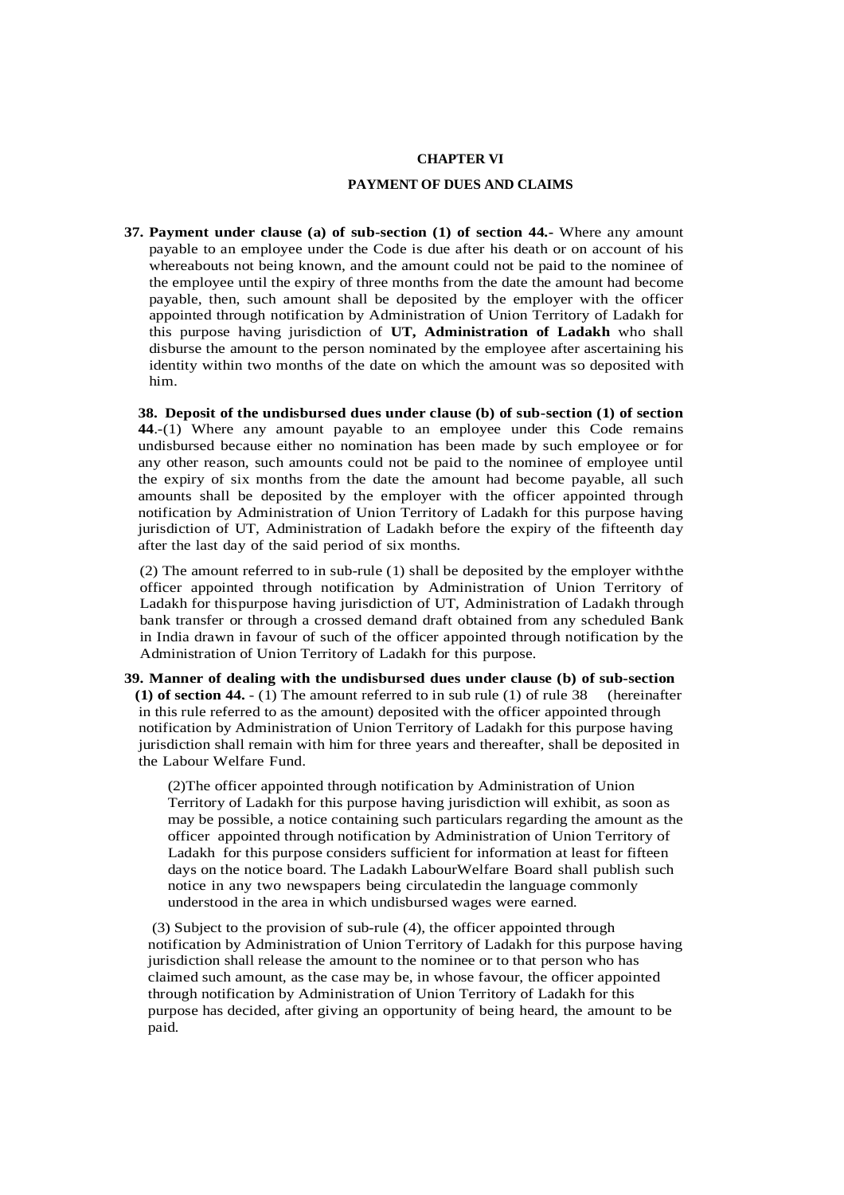**CHAPTER VI**

**PAYMENT OF DUES AND CLAIMS**

**37. Payment under clause (a) of sub-section (1) of section 44.-** Where any amount payable to an employee under the Code is due after his death or on account of his whereabouts not being known, and the amount could not be paid to the nominee of the employee until the expiry of three months from the date the amount had become payable, then, such amount shall be deposited by the employer with the officer appointed through notification by Administration of Union Territory of Ladakh for this purpose having jurisdiction of **UT, Administration of Ladakh** who shall disburse the amount to the person nominated by the employee after ascertaining his identity within two months of the date on which the amount was so deposited with him.

**38. Deposit of the undisbursed dues under clause (b) of sub-section (1) of section 44**.-(1) Where any amount payable to an employee under this Code remains undisbursed because either no nomination has been made by such employee or for any other reason, such amounts could not be paid to the nominee of employee until the expiry of six months from the date the amount had become payable, all such amounts shall be deposited by the employer with the officer appointed through notification by Administration of Union Territory of Ladakh for this purpose having jurisdiction of UT, Administration of Ladakh before the expiry of the fifteenth day after the last day of the said period of six months.

(2) The amount referred to in sub-rule (1) shall be deposited by the employer withthe officer appointed through notification by Administration of Union Territory of Ladakh for thispurpose having jurisdiction of UT, Administration of Ladakh through bank transfer or through a crossed demand draft obtained from any scheduled Bank in India drawn in favour of such of the officer appointed through notification by the Administration of Union Territory of Ladakh for this purpose.

**39. Manner of dealing with the undisbursed dues under clause (b) of sub-section (1) of section 44.** - (1) The amount referred to in sub rule (1) of rule 38 (hereinafter in this rule referred to as the amount) deposited with the officer appointed through notification by Administration of Union Territory of Ladakh for this purpose having jurisdiction shall remain with him for three years and thereafter, shall be deposited in the Labour Welfare Fund.

(2)The officer appointed through notification by Administration of Union Territory of Ladakh for this purpose having jurisdiction will exhibit, as soon as may be possible, a notice containing such particulars regarding the amount as the officer appointed through notification by Administration of Union Territory of Ladakh for this purpose considers sufficient for information at least for fifteen days on the notice board. The Ladakh LabourWelfare Board shall publish such notice in any two newspapers being circulatedin the language commonly understood in the area in which undisbursed wages were earned.

(3) Subject to the provision of sub-rule (4), the officer appointed through notification by Administration of Union Territory of Ladakh for this purpose having jurisdiction shall release the amount to the nominee or to that person who has claimed such amount, as the case may be, in whose favour, the officer appointed through notification by Administration of Union Territory of Ladakh for this purpose has decided, after giving an opportunity of being heard, the amount to be paid.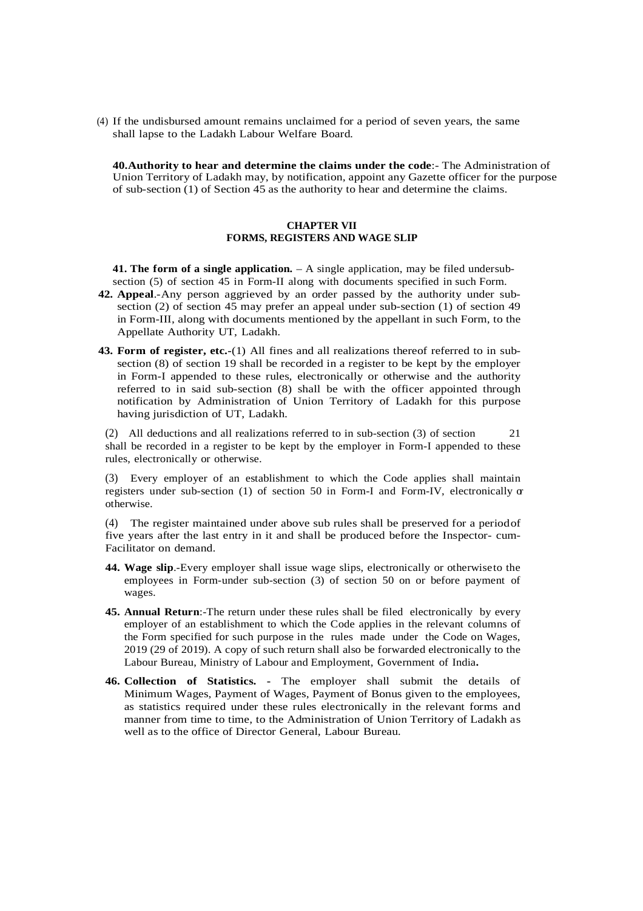(4) If the undisbursed amount remains unclaimed for a period of seven years, the same shall lapse to the Ladakh Labour Welfare Board.

**40. Authority to hear and determine the claims under the code**:- The Administration of Union Territory of Ladakh may, by notification, appoint any Gazette officer for the purpose of sub-section (1) of Section 45 as the authority to hear and determine the claims.

## CHAPTER VII
## FORMS, REGISTERS AND WAGE SLIP

**41. The form of a single application.** – A single application, may be filed undersub-section (5) of section 45 in Form-II along with documents specified in such Form.

**42. Appeal**.-Any person aggrieved by an order passed by the authority under sub-section (2) of section 45 may prefer an appeal under sub-section (1) of section 49 in Form-III, along with documents mentioned by the appellant in such Form, to the Appellate Authority UT, Ladakh.

**43. Form of register, etc.**-(1) All fines and all realizations thereof referred to in sub-section (8) of section 19 shall be recorded in a register to be kept by the employer in Form-I appended to these rules, electronically or otherwise and the authority referred to in said sub-section (8) shall be with the officer appointed through notification by Administration of Union Territory of Ladakh for this purpose having jurisdiction of UT, Ladakh.

(2) All deductions and all realizations referred to in sub-section (3) of section 21 shall be recorded in a register to be kept by the employer in Form-I appended to these rules, electronically or otherwise.

(3) Every employer of an establishment to which the Code applies shall maintain registers under sub-section (1) of section 50 in Form-I and Form-IV, electronically or otherwise.

(4) The register maintained under above sub rules shall be preserved for a periodof five years after the last entry in it and shall be produced before the Inspector- cum-Facilitator on demand.

**44. Wage slip**.-Every employer shall issue wage slips, electronically or otherwiseto the employees in Form-under sub-section (3) of section 50 on or before payment of wages.

**45. Annual Return**:-The return under these rules shall be filed electronically by every employer of an establishment to which the Code applies in the relevant columns of the Form specified for such purpose in the rules made under the Code on Wages, 2019 (29 of 2019). A copy of such return shall also be forwarded electronically to the Labour Bureau, Ministry of Labour and Employment, Government of India**.**

**46. Collection of Statistics.** - The employer shall submit the details of Minimum Wages, Payment of Wages, Payment of Bonus given to the employees, as statistics required under these rules electronically in the relevant forms and manner from time to time, to the Administration of Union Territory of Ladakh as well as to the office of Director General, Labour Bureau.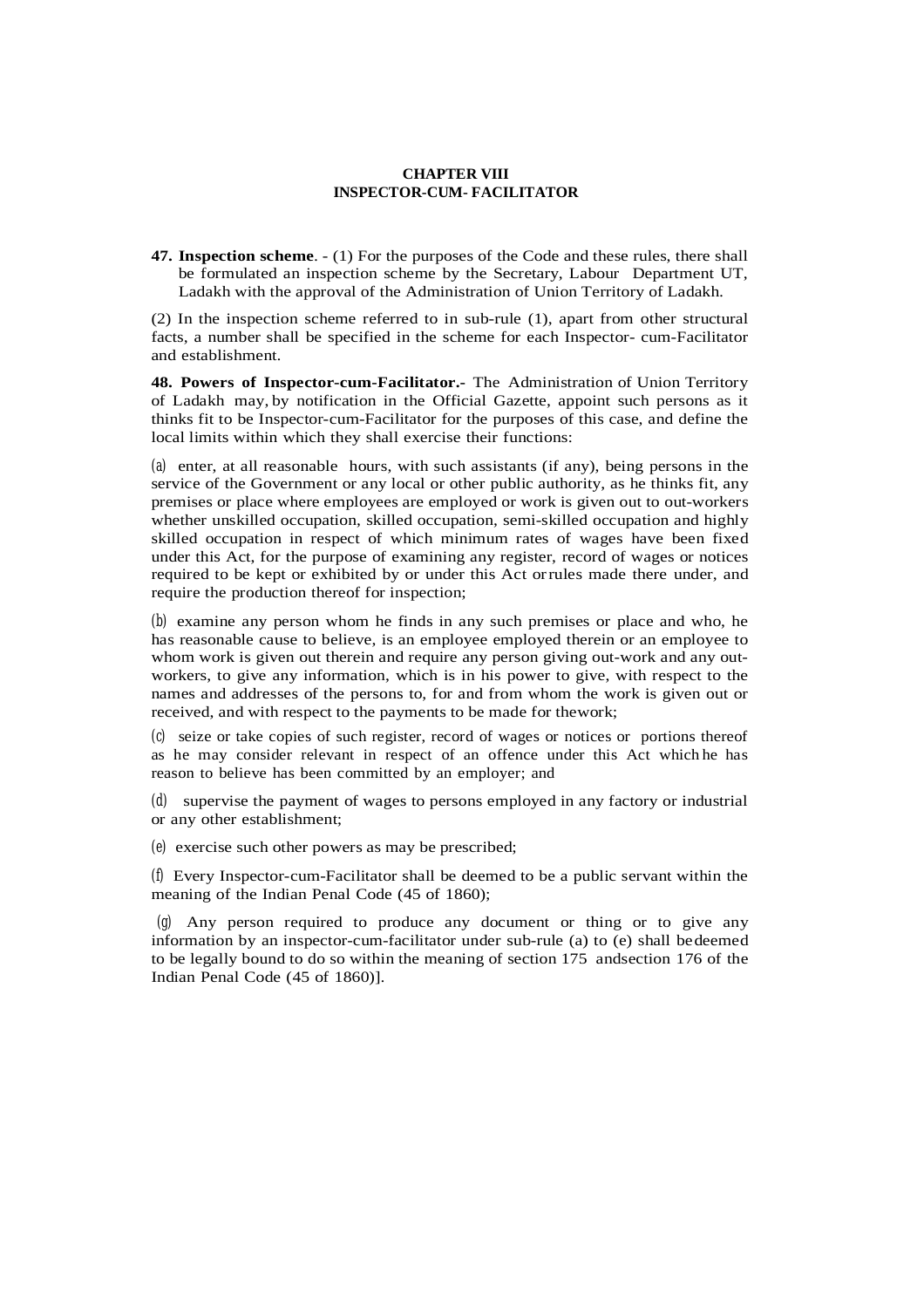## CHAPTER VIII
## INSPECTOR-CUM- FACILITATOR

**47. Inspection scheme**. - (1) For the purposes of the Code and these rules, there shall be formulated an inspection scheme by the Secretary, Labour Department UT, Ladakh with the approval of the Administration of Union Territory of Ladakh.

(2) In the inspection scheme referred to in sub-rule (1), apart from other structural facts, a number shall be specified in the scheme for each Inspector- cum-Facilitator and establishment.

**48. Powers of Inspector-cum-Facilitator.-** The Administration of Union Territory of Ladakh may, by notification in the Official Gazette, appoint such persons as it thinks fit to be Inspector-cum-Facilitator for the purposes of this case, and define the local limits within which they shall exercise their functions:

(a) enter, at all reasonable hours, with such assistants (if any), being persons in the service of the Government or any local or other public authority, as he thinks fit, any premises or place where employees are employed or work is given out to out-workers whether unskilled occupation, skilled occupation, semi-skilled occupation and highly skilled occupation in respect of which minimum rates of wages have been fixed under this Act, for the purpose of examining any register, record of wages or notices required to be kept or exhibited by or under this Act or rules made there under, and require the production thereof for inspection;

(b) examine any person whom he finds in any such premises or place and who, he has reasonable cause to believe, is an employee employed therein or an employee to whom work is given out therein and require any person giving out-work and any out-workers, to give any information, which is in his power to give, with respect to the names and addresses of the persons to, for and from whom the work is given out or received, and with respect to the payments to be made for the work;

(c) seize or take copies of such register, record of wages or notices or portions thereof as he may consider relevant in respect of an offence under this Act which he has reason to believe has been committed by an employer; and

(d) supervise the payment of wages to persons employed in any factory or industrial or any other establishment;

(e) exercise such other powers as may be prescribed;

(f) Every Inspector-cum-Facilitator shall be deemed to be a public servant within the meaning of the Indian Penal Code (45 of 1860);

(g) Any person required to produce any document or thing or to give any information by an inspector-cum-facilitator under sub-rule (a) to (e) shall be deemed to be legally bound to do so within the meaning of section 175 and section 176 of the Indian Penal Code (45 of 1860)].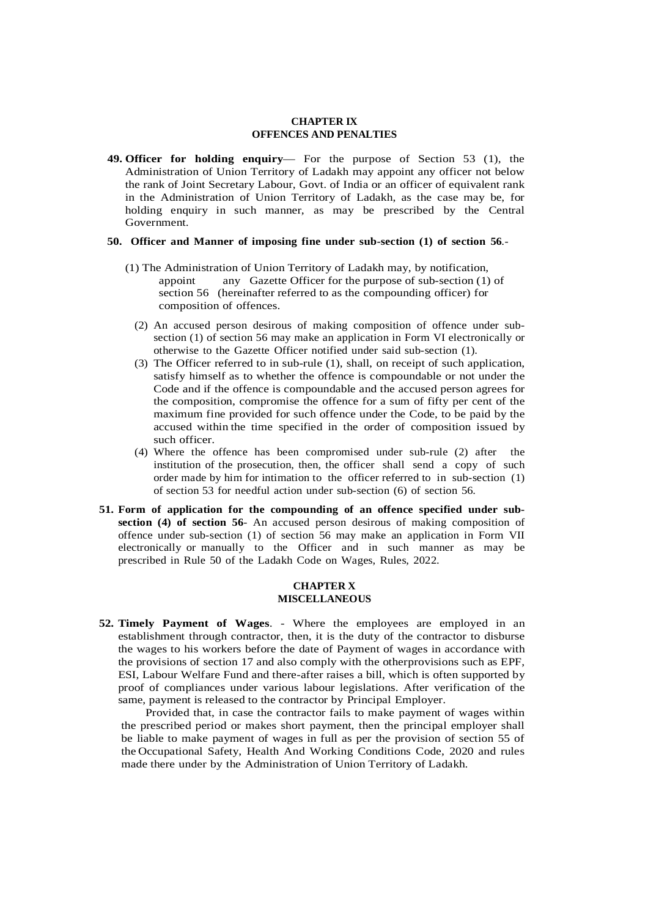## CHAPTER IX
## OFFENCES AND PENALTIES

**49. Officer for holding enquiry**— For the purpose of Section 53 (1), the Administration of Union Territory of Ladakh may appoint any officer not below the rank of Joint Secretary Labour, Govt. of India or an officer of equivalent rank in the Administration of Union Territory of Ladakh, as the case may be, for holding enquiry in such manner, as may be prescribed by the Central Government.

**50. Officer and Manner of imposing fine under sub-section (1) of section 56**.-

(1) The Administration of Union Territory of Ladakh may, by notification, appoint any Gazette Officer for the purpose of sub-section (1) of section 56 (hereinafter referred to as the compounding officer) for composition of offences.

(2) An accused person desirous of making composition of offence under sub-section (1) of section 56 may make an application in Form VI electronically or otherwise to the Gazette Officer notified under said sub-section (1).

(3) The Officer referred to in sub-rule (1), shall, on receipt of such application, satisfy himself as to whether the offence is compoundable or not under the Code and if the offence is compoundable and the accused person agrees for the composition, compromise the offence for a sum of fifty per cent of the maximum fine provided for such offence under the Code, to be paid by the accused within the time specified in the order of composition issued by such officer.

(4) Where the offence has been compromised under sub-rule (2) after the institution of the prosecution, then, the officer shall send a copy of such order made by him for intimation to the officer referred to in sub-section (1) of section 53 for needful action under sub-section (6) of section 56.

**51. Form of application for the compounding of an offence specified under sub-section (4) of section 56**- An accused person desirous of making composition of offence under sub-section (1) of section 56 may make an application in Form VII electronically or manually to the Officer and in such manner as may be prescribed in Rule 50 of the Ladakh Code on Wages, Rules, 2022.

## CHAPTER X
## MISCELLANEOUS

**52. Timely Payment of Wages**. - Where the employees are employed in an establishment through contractor, then, it is the duty of the contractor to disburse the wages to his workers before the date of Payment of wages in accordance with the provisions of section 17 and also comply with the otherprovisions such as EPF, ESI, Labour Welfare Fund and there-after raises a bill, which is often supported by proof of compliances under various labour legislations. After verification of the same, payment is released to the contractor by Principal Employer.

Provided that, in case the contractor fails to make payment of wages within the prescribed period or makes short payment, then the principal employer shall be liable to make payment of wages in full as per the provision of section 55 of the Occupational Safety, Health And Working Conditions Code, 2020 and rules made there under by the Administration of Union Territory of Ladakh.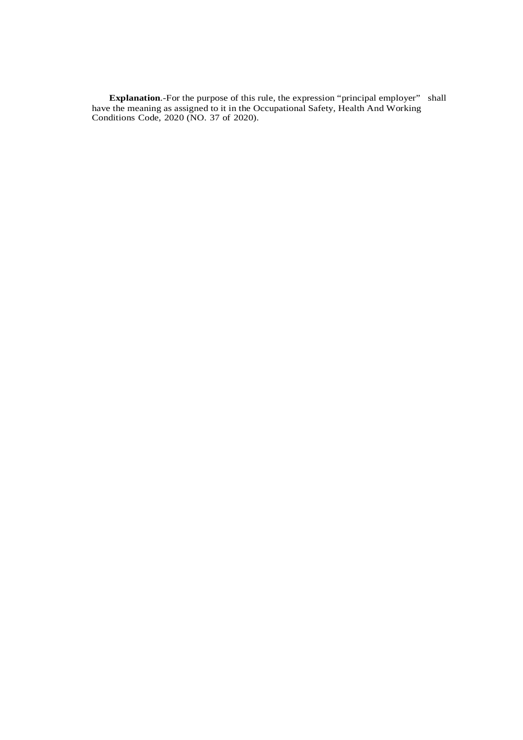**Explanation**.-For the purpose of this rule, the expression "principal employer" shall have the meaning as assigned to it in the Occupational Safety, Health And Working Conditions Code, 2020 (NO. 37 of 2020).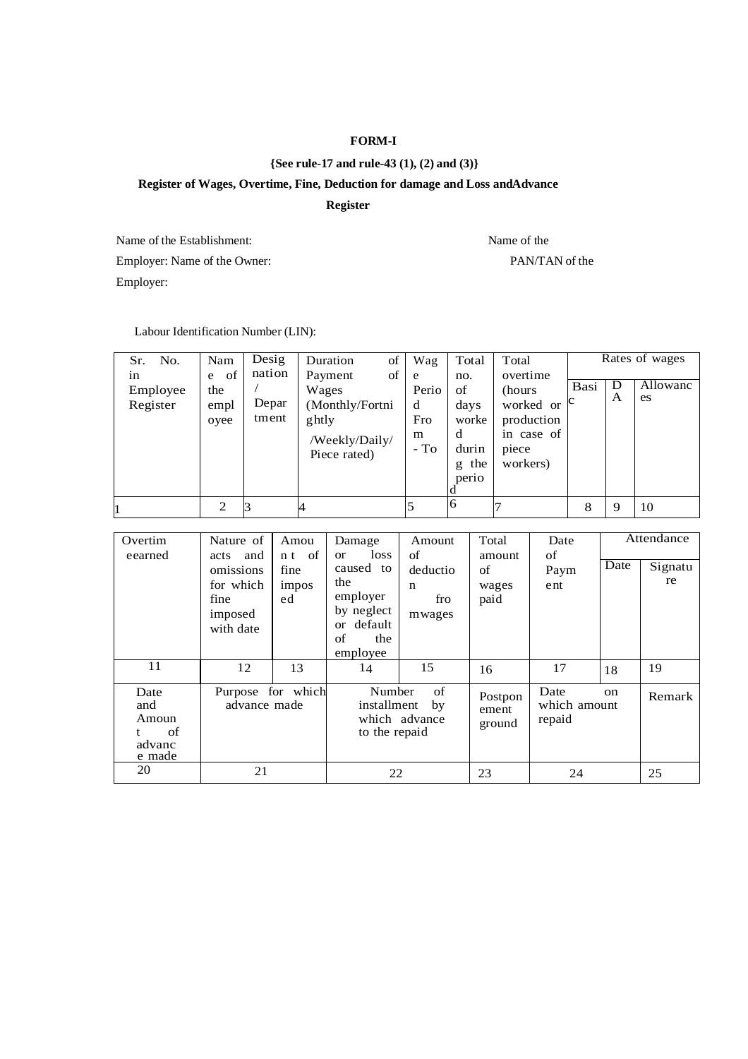**FORM-I**

**{See rule-17 and rule-43 (1), (2) and (3)}**

**Register of Wages, Overtime, Fine, Deduction for damage and Loss andAdvance Register**

Name of the Establishment: Name of the Employer: Name of the Owner: PAN/TAN of the Employer:

Labour Identification Number (LIN):

| Sr. No. in Employee Register | Name of the employee | Designation / Department | Duration of Payment of Wages (Monthly/Fortnightly /Weekly/Daily/ Piece rated) | Wage Period From - To | Total no. of days worked during the period | Total overtime (hours worked or production in case of piece workers) | Rates of wages | | |
|---|---|---|---|---|---|---|---|---|---|
| | | | | | | | Basic | DA | Allowances |
| 1 | 2 | 3 | 4 | 5 | 6 | 7 | 8 | 9 | 10 |

| Overtime earned | Nature of acts and omissions for which fine imposed with date | Amount of fine imposed | Damage or loss caused to the employer by neglect or default of the employee | Amount of deduction from wages | Total amount of wages paid | Date of Payment | Attendance | |
|---|---|---|---|---|---|---|---|---|
| | | | | | | | Date | Signature |
| 11 | 12 | 13 | 14 | 15 | 16 | 17 | 18 | 19 |

| Date and Amount of advance made | Purpose for which advance made | Number of installment by which advance to the repaid | Postponement ground | Date on which amount repaid | Remark |
|---|---|---|---|---|---|
| 20 | 21 | 22 | 23 | 24 | 25 |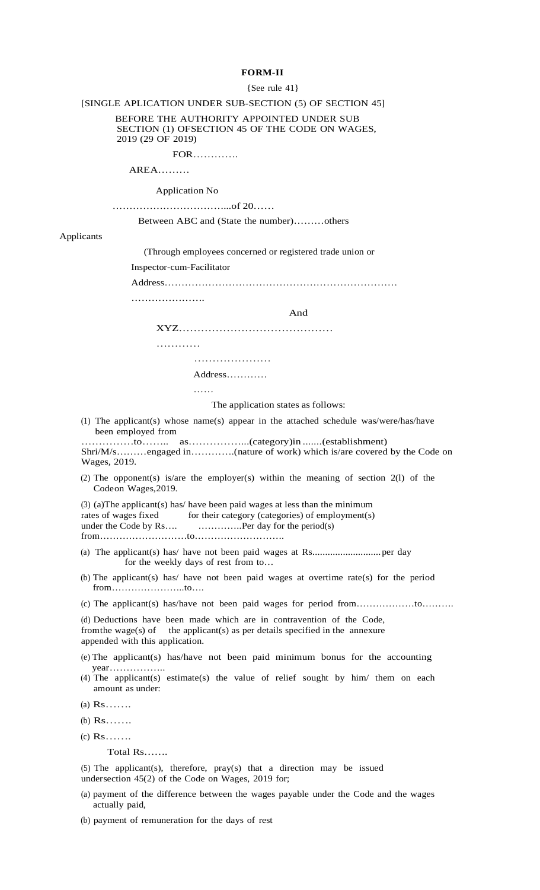**FORM-II**

{See rule 41}

[SINGLE APLICATION UNDER SUB-SECTION (5) OF SECTION 45]

BEFORE THE AUTHORITY APPOINTED UNDER SUB SECTION (1) OFSECTION 45 OF THE CODE ON WAGES, 2019 (29 OF 2019)

FOR………….

AREA………

Application No

……………………………...of 20……

Between ABC and (State the number)………others

Applicants

(Through employees concerned or registered trade union or

Inspector-cum-Facilitator

Address……………………………………………………………

………………….

And

XYZ……………………………………

…………

…………………

Address…………

……

The application states as follows:

(1) The applicant(s) whose name(s) appear in the attached schedule was/were/has/have been employed from ……………to…….. as……………...(category)in .......(establishment) Shri/M/s………engaged in………….(nature of work) which is/are covered by the Code on Wages, 2019.

(2) The opponent(s) is/are the employer(s) within the meaning of section 2(l) of the Codeon Wages,2019.

(3) (a)The applicant(s) has/ have been paid wages at less than the minimum rates of wages fixed for their category (categories) of employment(s) under the Code by Rs…. …………..Per day for the period(s) from………………………to……………………….

(a) The applicant(s) has/ have not been paid wages at Rs..........................per day for the weekly days of rest from to…

(b) The applicant(s) has/ have not been paid wages at overtime rate(s) for the period from…………………..to….

(c) The applicant(s) has/have not been paid wages for period from………………to……….

(d) Deductions have been made which are in contravention of the Code, fromthe wage(s) of the applicant(s) as per details specified in the annexure appended with this application.

(e) The applicant(s) has/have not been paid minimum bonus for the accounting year……………..

(4) The applicant(s) estimate(s) the value of relief sought by him/ them on each amount as under:

(a) Rs…….

(b) Rs…….

(c) Rs…….

Total Rs…….

(5) The applicant(s), therefore, pray(s) that a direction may be issued undersection 45(2) of the Code on Wages, 2019 for;

(a) payment of the difference between the wages payable under the Code and the wages actually paid,

(b) payment of remuneration for the days of rest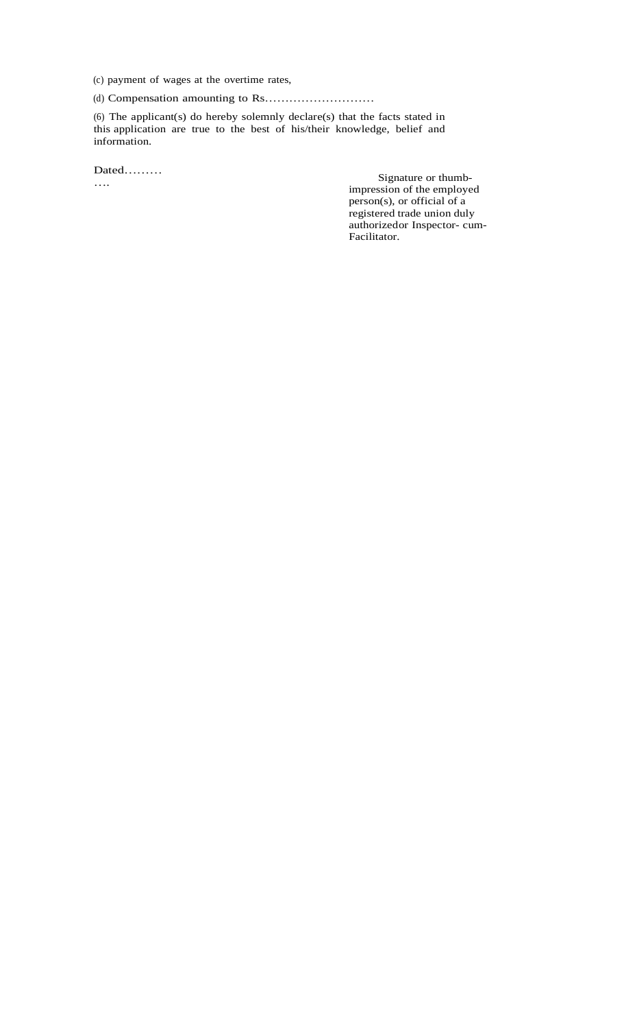(c) payment of wages at the overtime rates,

(d) Compensation amounting to Rs……………………..

(6) The applicant(s) do hereby solemnly declare(s) that the facts stated in this application are true to the best of his/their knowledge, belief and information.

Dated………
….

Signature or thumb-impression of the employed person(s), or official of a registered trade union duly authorizedor Inspector- cum-Facilitator.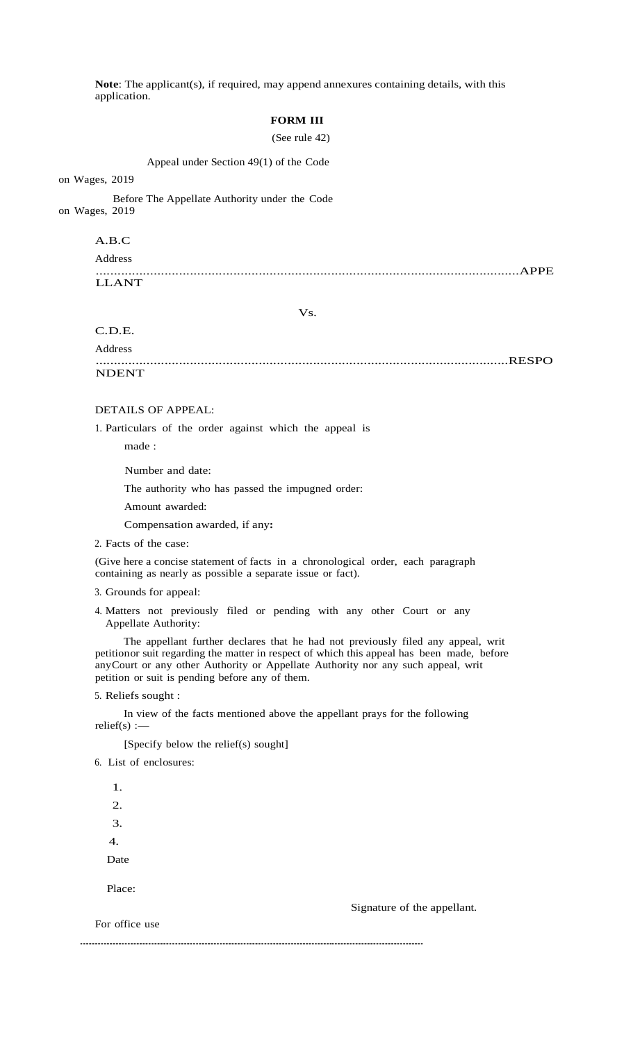**Note**: The applicant(s), if required, may append annexures containing details, with this application.

**FORM III**

(See rule 42)

Appeal under Section 49(1) of the Code on Wages, 2019

Before The Appellate Authority under the Code on Wages, 2019

A.B.C

Address

.....................................................................................................................APPELLANT

Vs.

C.D.E.

Address

.................................................................................................................RESPONDENT

DETAILS OF APPEAL:

1. Particulars of the order against which the appeal is made :

   Number and date:

   The authority who has passed the impugned order:

   Amount awarded:

   Compensation awarded, if any**:**

2. Facts of the case:

(Give here a concise statement of facts in a chronological order, each paragraph containing as nearly as possible a separate issue or fact).

3. Grounds for appeal:

4. Matters not previously filed or pending with any other Court or any Appellate Authority:

The appellant further declares that he had not previously filed any appeal, writ petitionor suit regarding the matter in respect of which this appeal has been made, before anyCourt or any other Authority or Appellate Authority nor any such appeal, writ petition or suit is pending before any of them.

5. Reliefs sought :

In view of the facts mentioned above the appellant prays for the following relief(s) :—

[Specify below the relief(s) sought]

6. List of enclosures:

   1.
   2.
   3.
   4.

Date

Place:

Signature of the appellant.

For office use

---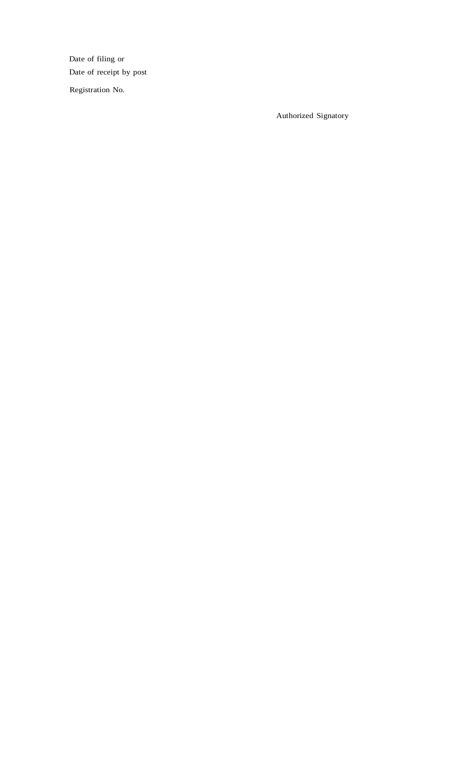Date of filing or
Date of receipt by post

Registration No.

Authorized Signatory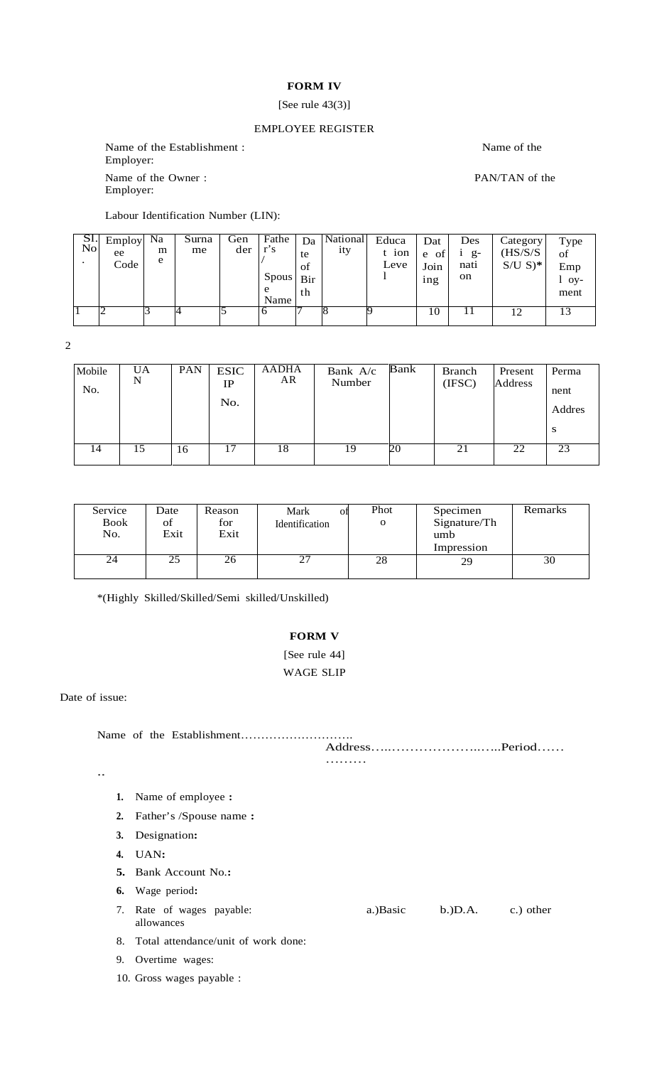**FORM IV**

[See rule 43(3)]

EMPLOYEE REGISTER

Name of the Establishment : Name of the Employer:

Name of the Owner : PAN/TAN of the Employer:

Labour Identification Number (LIN):

| Sl. No. | Employee Code | Name | Surname | Gender | Father's / Spouse Name | Date of Birth | Nationality | Education Level | Date of Joining | Designation | Category (HS/S/SS/US)* | Type of Employment |
|---|---|---|---|---|---|---|---|---|---|---|---|---|
| 1 | 2 | 3 | 4 | 5 | 6 | 7 | 8 | 9 | 10 | 11 | 12 | 13 |

| Mobile No. | UAN | PAN | ESIC IP No. | AADHAAR | Bank A/c Number | Bank | Branch (IFSC) | Present Address | Permanent Address |
|---|---|---|---|---|---|---|---|---|---|
| 14 | 15 | 16 | 17 | 18 | 19 | 20 | 21 | 22 | 23 |

| Service Book No. | Date of Exit | Reason for Exit | Mark of Identification | Photo | Specimen Signature/Thumb Impression | Remarks |
|---|---|---|---|---|---|---|
| 24 | 25 | 26 | 27 | 28 | 29 | 30 |

*(Highly Skilled/Skilled/Semi skilled/Unskilled)

**FORM V**

[See rule 44]

WAGE SLIP

Date of issue:

Name of the Establishment……………………….. Address…..…………………..…..Period…… ……….

1. Name of employee **:**
2. Father's /Spouse name **:**
3. Designation**:**
4. UAN**:**
5. Bank Account No.**:**
6. Wage period**:**
7. Rate of wages payable: a.)Basic b.)D.A. c.) other allowances
8. Total attendance/unit of work done:
9. Overtime wages:
10. Gross wages payable :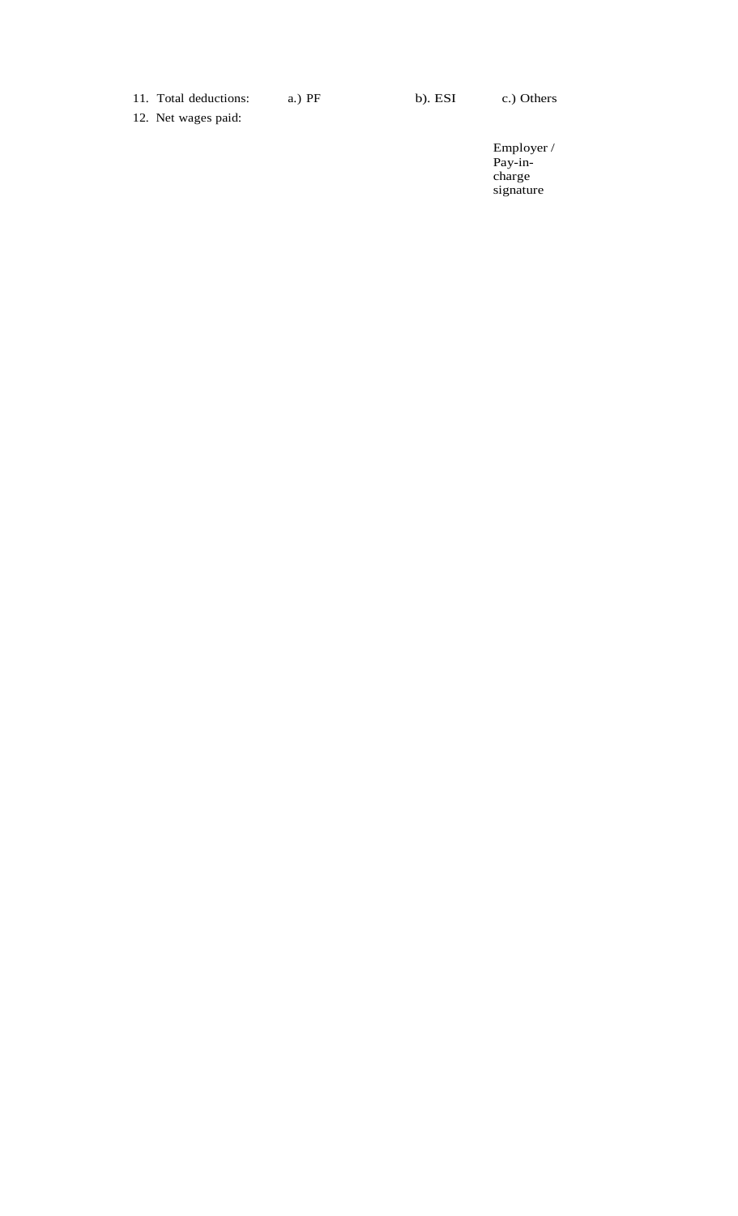11. Total deductions: a.) PF b). ESI c.) Others

12. Net wages paid:

Employer / Pay-in-charge signature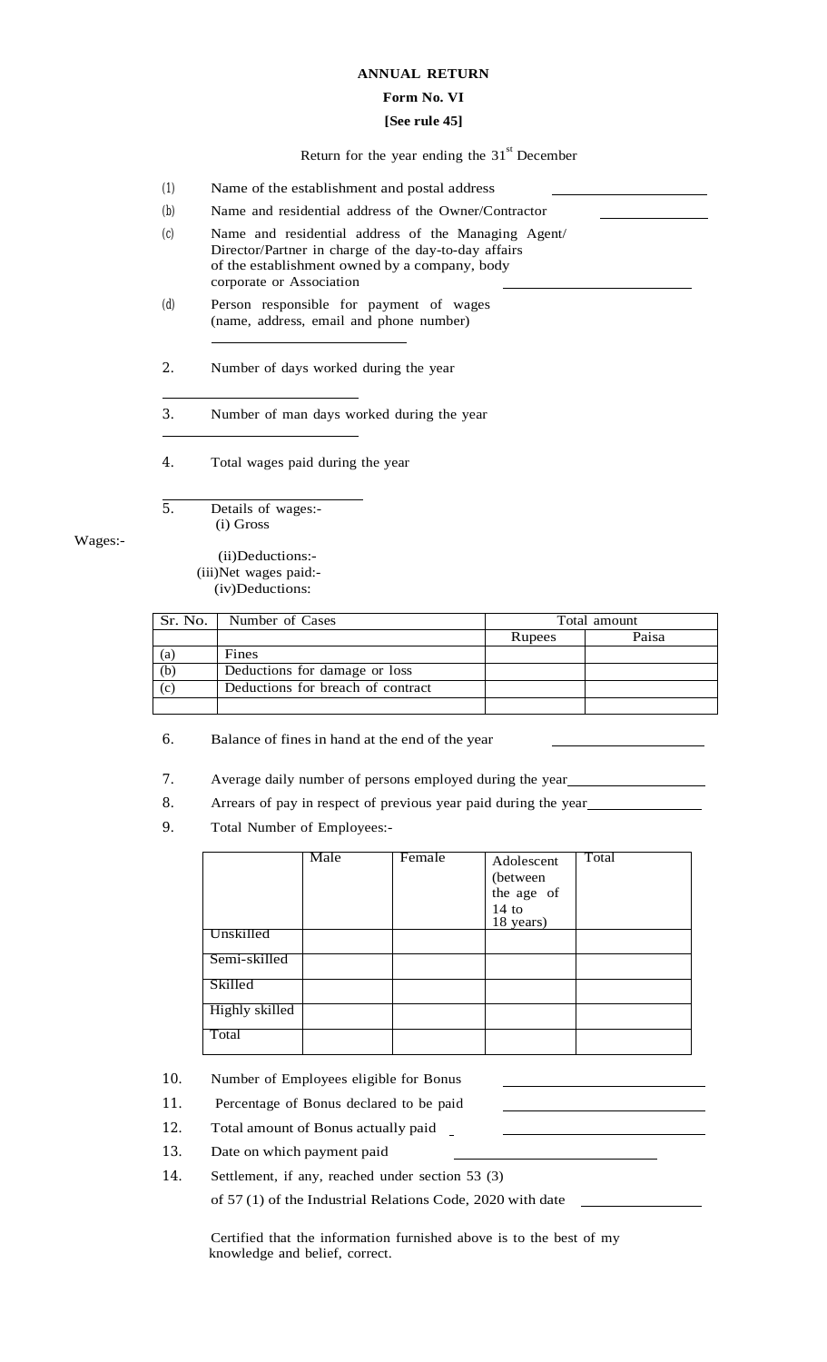# ANNUAL RETURN

## Form No. VI

**[See rule 45]**

Return for the year ending the 31st December

(1) Name of the establishment and postal address \_\_\_\_\_\_\_\_\_\_\_\_\_\_\_\_

(b) Name and residential address of the Owner/Contractor \_\_\_\_\_\_\_\_\_\_\_\_

(c) Name and residential address of the Managing Agent/ Director/Partner in charge of the day-to-day affairs of the establishment owned by a company, body corporate or Association \_\_\_\_\_\_\_\_\_\_\_\_\_\_\_\_

(d) Person responsible for payment of wages (name, address, email and phone number)

\_\_\_\_\_\_\_\_\_\_\_\_\_\_\_\_

2. Number of days worked during the year

\_\_\_\_\_\_\_\_\_\_\_\_\_\_\_\_

3. Number of man days worked during the year

\_\_\_\_\_\_\_\_\_\_\_\_\_\_\_\_

4. Total wages paid during the year

\_\_\_\_\_\_\_\_\_\_\_\_\_\_\_\_

5. Details of wages:-

Wages:-
(i) Gross
(ii)Deductions:-
(iii)Net wages paid:-
(iv)Deductions:

| Sr. No. | Number of Cases | Total amount | |
|---|---|---|---|
| | | Rupees | Paisa |
| (a) | Fines | | |
| (b) | Deductions for damage or loss | | |
| (c) | Deductions for breach of contract | | |
| | | | |

6. Balance of fines in hand at the end of the year \_\_\_\_\_\_\_\_\_\_\_\_\_\_\_\_

7. Average daily number of persons employed during the year\_\_\_\_\_\_\_\_\_\_\_\_\_\_\_\_

8. Arrears of pay in respect of previous year paid during the year\_\_\_\_\_\_\_\_\_\_\_\_\_\_\_\_

9. Total Number of Employees:-

| | Male | Female | Adolescent (between the age of 14 to 18 years) | Total |
|---|---|---|---|---|
| Unskilled | | | | |
| Semi-skilled | | | | |
| Skilled | | | | |
| Highly skilled | | | | |
| Total | | | | |

10. Number of Employees eligible for Bonus \_\_\_\_\_\_\_\_\_\_\_\_\_\_\_\_

11. Percentage of Bonus declared to be paid \_\_\_\_\_\_\_\_\_\_\_\_\_\_\_\_

12. Total amount of Bonus actually paid \_\_\_\_\_\_\_\_\_\_\_\_\_\_\_\_

13. Date on which payment paid \_\_\_\_\_\_\_\_\_\_\_\_\_\_\_\_

14. Settlement, if any, reached under section 53 (3) of 57 (1) of the Industrial Relations Code, 2020 with date \_\_\_\_\_\_\_\_\_\_\_\_\_\_\_\_

Certified that the information furnished above is to the best of my knowledge and belief, correct.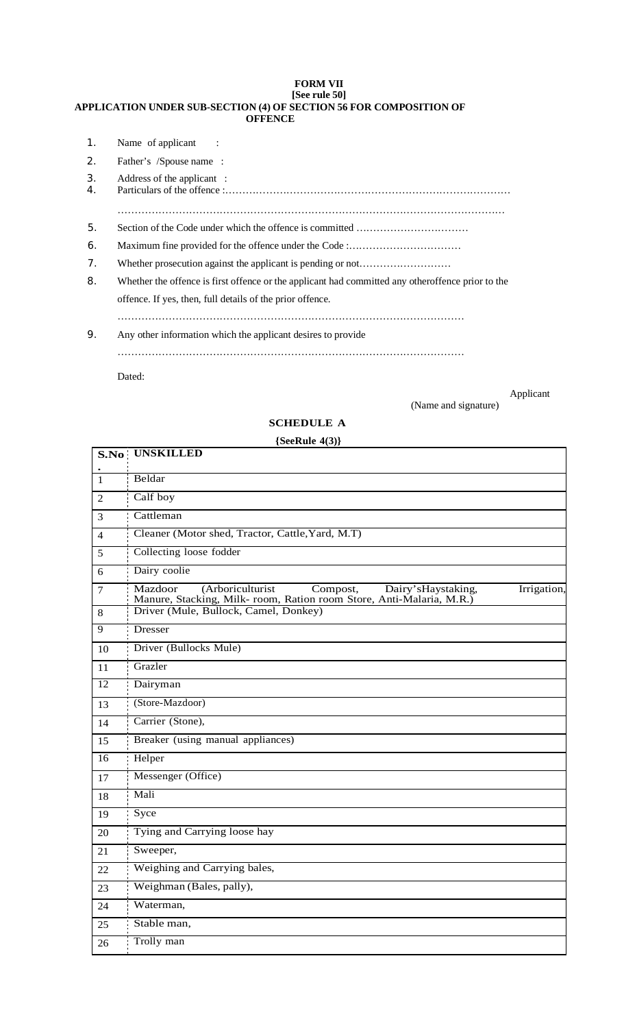# FORM VII

**[See rule 50]**

**APPLICATION UNDER SUB-SECTION (4) OF SECTION 56 FOR COMPOSITION OF OFFENCE**

1. Name of applicant :
2. Father's /Spouse name :
3. Address of the applicant :
4. Particulars of the offence :……………………………………………………………………………

   ………………………………………………………………………………………………………
5. Section of the Code under which the offence is committed ……………………………
6. Maximum fine provided for the offence under the Code :……………………………
7. Whether prosecution against the applicant is pending or not………………………
8. Whether the offence is first offence or the applicant had committed any otheroffence prior to the offence. If yes, then, full details of the prior offence.

   …………………………………………………………………………………………
9. Any other information which the applicant desires to provide

   …………………………………………………………………………………………

Dated:

Applicant

(Name and signature)

## SCHEDULE A

**{SeeRule 4(3)}**

| S.No. | UNSKILLED |
|---|---|
| 1 | Beldar |
| 2 | Calf boy |
| 3 | Cattleman |
| 4 | Cleaner (Motor shed, Tractor, Cattle,Yard, M.T) |
| 5 | Collecting loose fodder |
| 6 | Dairy coolie |
| 7 | Mazdoor (Arboriculturist Compost, Dairy'sHaystaking, Irrigation, Manure, Stacking, Milk- room, Ration room Store, Anti-Malaria, M.R.) |
| 8 | Driver (Mule, Bullock, Camel, Donkey) |
| 9 | Dresser |
| 10 | Driver (Bullocks Mule) |
| 11 | Grazler |
| 12 | Dairyman |
| 13 | (Store-Mazdoor) |
| 14 | Carrier (Stone), |
| 15 | Breaker (using manual appliances) |
| 16 | Helper |
| 17 | Messenger (Office) |
| 18 | Mali |
| 19 | Syce |
| 20 | Tying and Carrying loose hay |
| 21 | Sweeper, |
| 22 | Weighing and Carrying bales, |
| 23 | Weighman (Bales, pally), |
| 24 | Waterman, |
| 25 | Stable man, |
| 26 | Trolly man |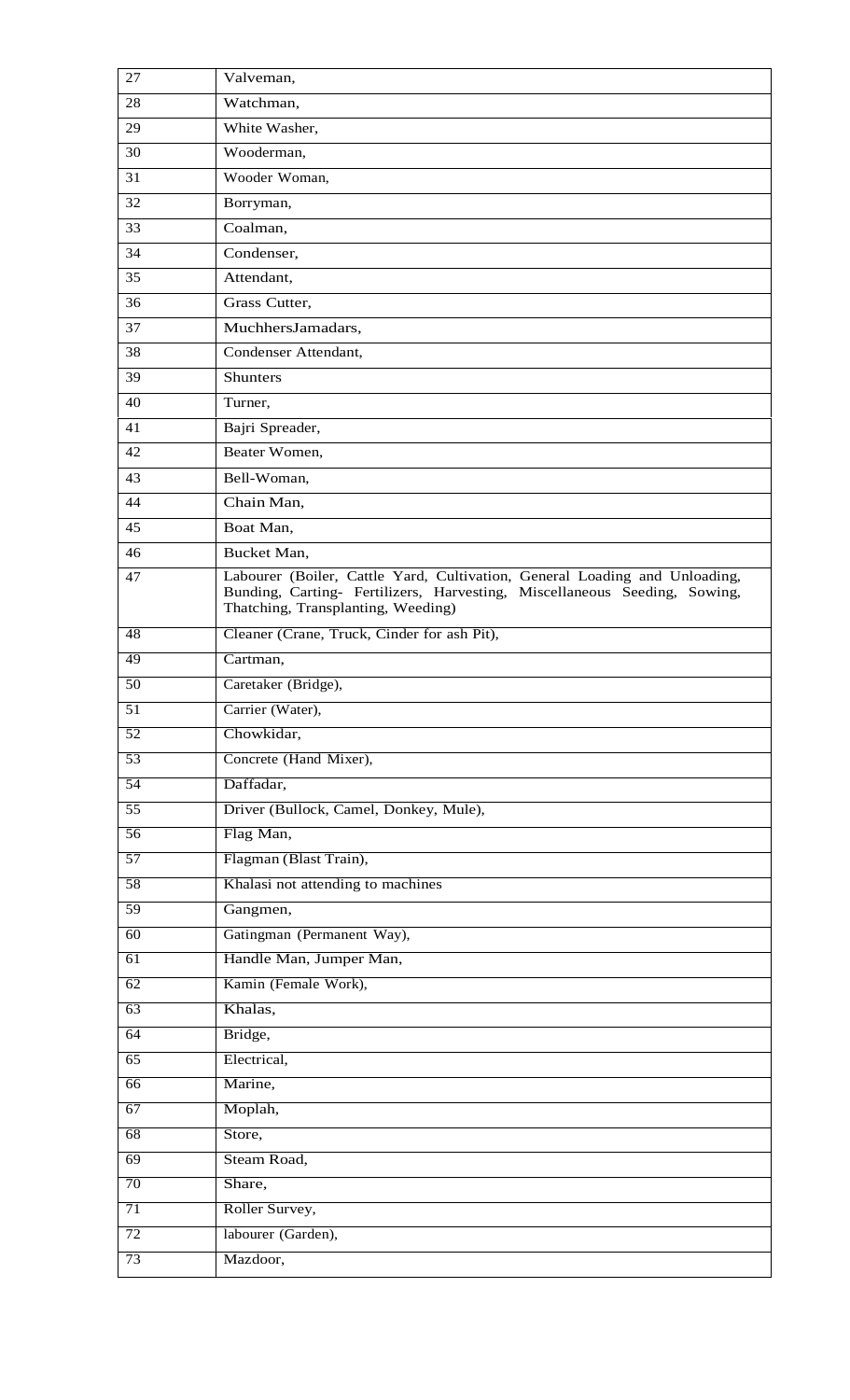| 27 | Valveman, |
|---|---|
| 28 | Watchman, |
| 29 | White Washer, |
| 30 | Wooderman, |
| 31 | Wooder Woman, |
| 32 | Borryman, |
| 33 | Coalman, |
| 34 | Condenser, |
| 35 | Attendant, |
| 36 | Grass Cutter, |
| 37 | MuchhersJamadars, |
| 38 | Condenser Attendant, |
| 39 | Shunters |
| 40 | Turner, |
| 41 | Bajri Spreader, |
| 42 | Beater Women, |
| 43 | Bell-Woman, |
| 44 | Chain Man, |
| 45 | Boat Man, |
| 46 | Bucket Man, |
| 47 | Labourer (Boiler, Cattle Yard, Cultivation, General Loading and Unloading, Bunding, Carting- Fertilizers, Harvesting, Miscellaneous Seeding, Sowing, Thatching, Transplanting, Weeding) |
| 48 | Cleaner (Crane, Truck, Cinder for ash Pit), |
| 49 | Cartman, |
| 50 | Caretaker (Bridge), |
| 51 | Carrier (Water), |
| 52 | Chowkidar, |
| 53 | Concrete (Hand Mixer), |
| 54 | Daffadar, |
| 55 | Driver (Bullock, Camel, Donkey, Mule), |
| 56 | Flag Man, |
| 57 | Flagman (Blast Train), |
| 58 | Khalasi not attending to machines |
| 59 | Gangmen, |
| 60 | Gatingman (Permanent Way), |
| 61 | Handle Man, Jumper Man, |
| 62 | Kamin (Female Work), |
| 63 | Khalas, |
| 64 | Bridge, |
| 65 | Electrical, |
| 66 | Marine, |
| 67 | Moplah, |
| 68 | Store, |
| 69 | Steam Road, |
| 70 | Share, |
| 71 | Roller Survey, |
| 72 | labourer (Garden), |
| 73 | Mazdoor, |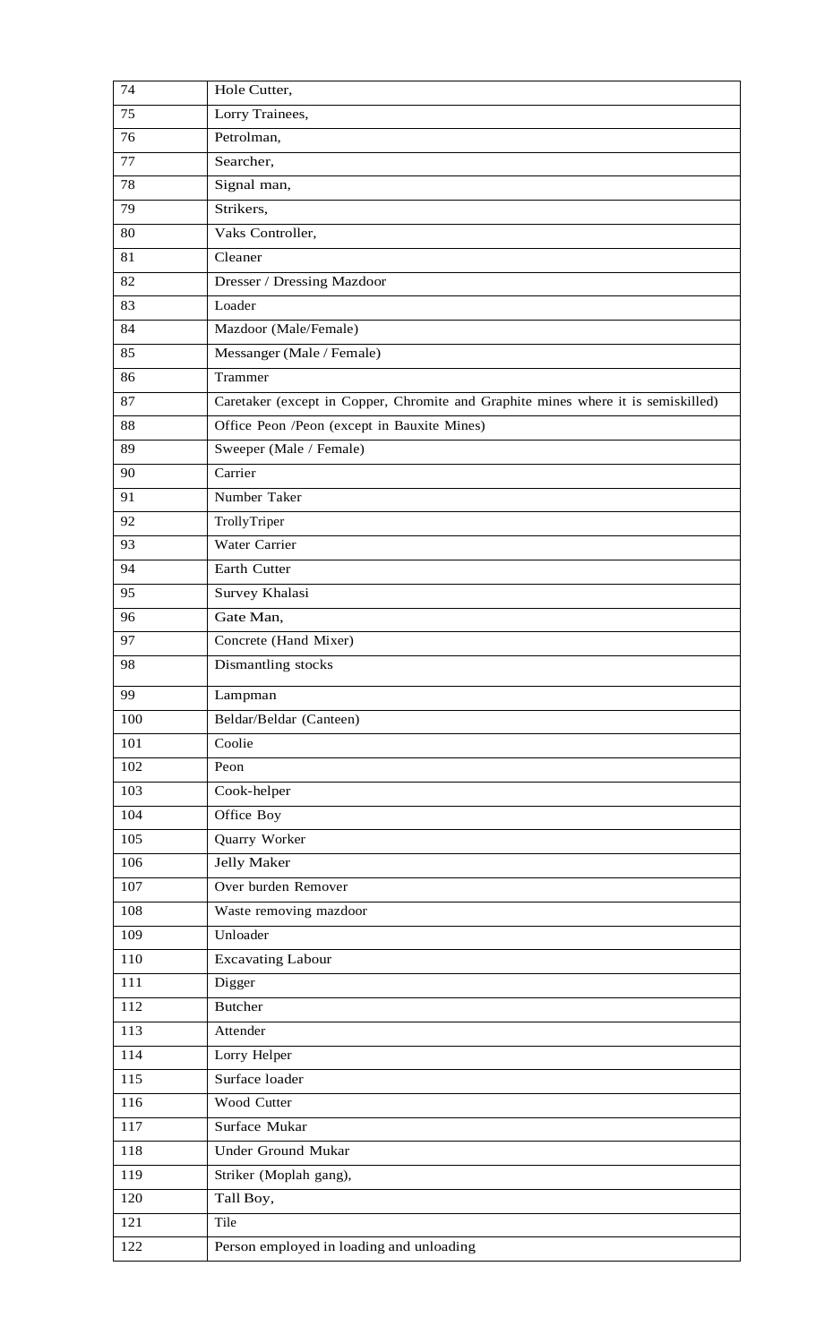| 74 | Hole Cutter, |
|---|---|
| 75 | Lorry Trainees, |
| 76 | Petrolman, |
| 77 | Searcher, |
| 78 | Signal man, |
| 79 | Strikers, |
| 80 | Vaks Controller, |
| 81 | Cleaner |
| 82 | Dresser / Dressing Mazdoor |
| 83 | Loader |
| 84 | Mazdoor (Male/Female) |
| 85 | Messanger (Male / Female) |
| 86 | Trammer |
| 87 | Caretaker (except in Copper, Chromite and Graphite mines where it is semiskilled) |
| 88 | Office Peon /Peon (except in Bauxite Mines) |
| 89 | Sweeper (Male / Female) |
| 90 | Carrier |
| 91 | Number Taker |
| 92 | TrollyTriper |
| 93 | Water Carrier |
| 94 | Earth Cutter |
| 95 | Survey Khalasi |
| 96 | Gate Man, |
| 97 | Concrete (Hand Mixer) |
| 98 | Dismantling stocks |
| 99 | Lampman |
| 100 | Beldar/Beldar (Canteen) |
| 101 | Coolie |
| 102 | Peon |
| 103 | Cook-helper |
| 104 | Office Boy |
| 105 | Quarry Worker |
| 106 | Jelly Maker |
| 107 | Over burden Remover |
| 108 | Waste removing mazdoor |
| 109 | Unloader |
| 110 | Excavating Labour |
| 111 | Digger |
| 112 | Butcher |
| 113 | Attender |
| 114 | Lorry Helper |
| 115 | Surface loader |
| 116 | Wood Cutter |
| 117 | Surface Mukar |
| 118 | Under Ground Mukar |
| 119 | Striker (Moplah gang), |
| 120 | Tall Boy, |
| 121 | Tile |
| 122 | Person employed in loading and unloading |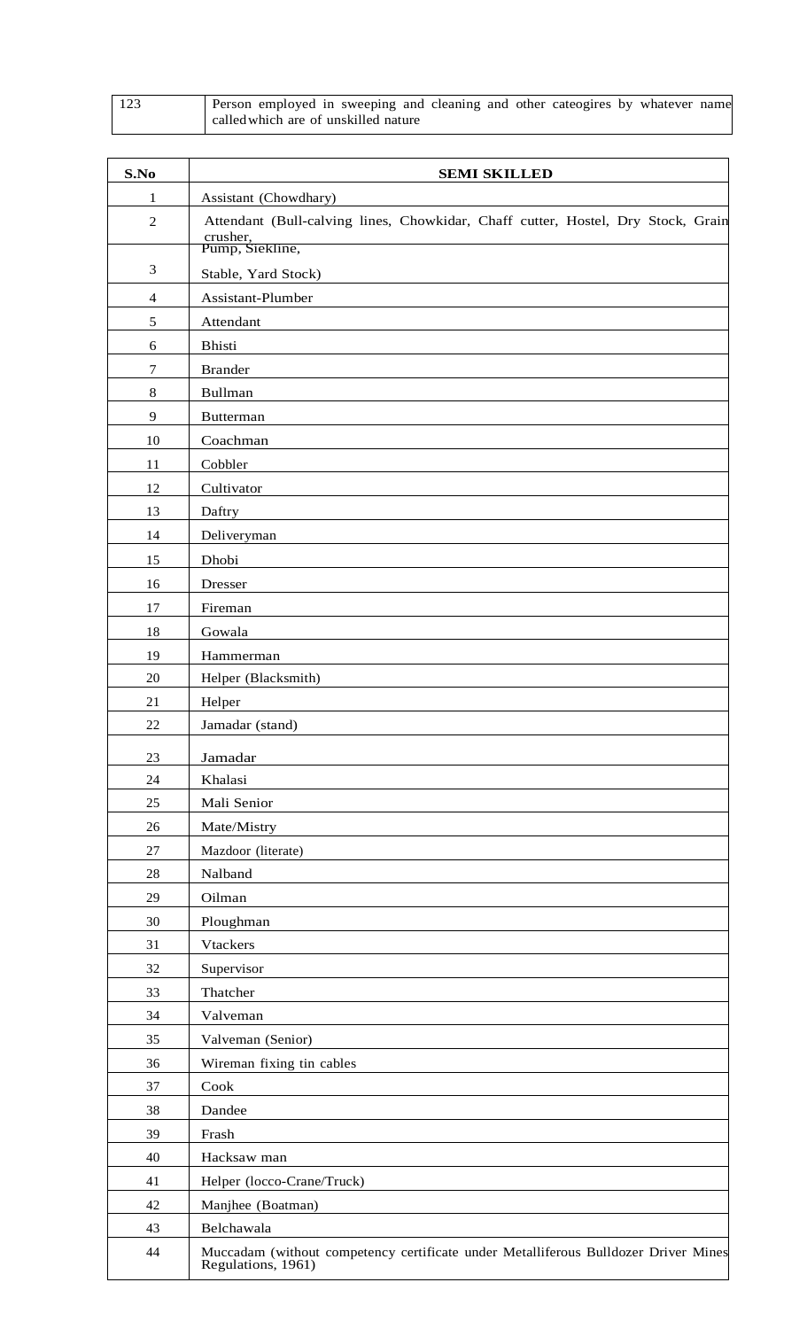| | |
|---|---|
| 123 | Person employed in sweeping and cleaning and other cateogires by whatever name called which are of unskilled nature |

| S.No | SEMI SKILLED |
|---|---|
| 1 | Assistant (Chowdhary) |
| 2 | Attendant (Bull-calving lines, Chowkidar, Chaff cutter, Hostel, Dry Stock, Grain crusher, |
| 3 | Pump, Siekline, Stable, Yard Stock) |
| 4 | Assistant-Plumber |
| 5 | Attendant |
| 6 | Bhisti |
| 7 | Brander |
| 8 | Bullman |
| 9 | Butterman |
| 10 | Coachman |
| 11 | Cobbler |
| 12 | Cultivator |
| 13 | Daftry |
| 14 | Deliveryman |
| 15 | Dhobi |
| 16 | Dresser |
| 17 | Fireman |
| 18 | Gowala |
| 19 | Hammerman |
| 20 | Helper (Blacksmith) |
| 21 | Helper |
| 22 | Jamadar (stand) |
| 23 | Jamadar |
| 24 | Khalasi |
| 25 | Mali Senior |
| 26 | Mate/Mistry |
| 27 | Mazdoor (literate) |
| 28 | Nalband |
| 29 | Oilman |
| 30 | Ploughman |
| 31 | Vtackers |
| 32 | Supervisor |
| 33 | Thatcher |
| 34 | Valveman |
| 35 | Valveman (Senior) |
| 36 | Wireman fixing tin cables |
| 37 | Cook |
| 38 | Dandee |
| 39 | Frash |
| 40 | Hacksaw man |
| 41 | Helper (locco-Crane/Truck) |
| 42 | Manjhee (Boatman) |
| 43 | Belchawala |
| 44 | Muccadam (without competency certificate under Metalliferous Bulldozer Driver Mines Regulations, 1961) |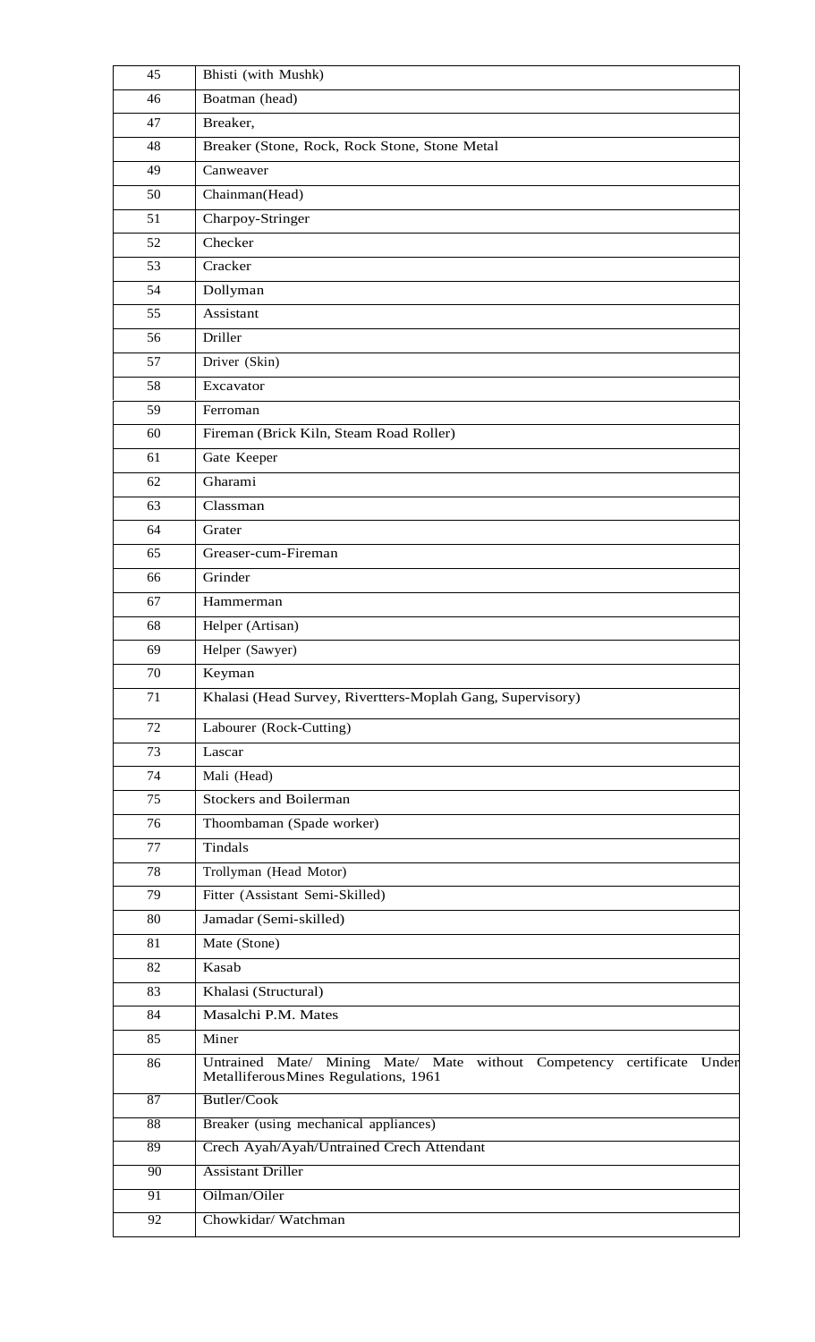| 45 | Bhisti (with Mushk) |
|---|---|
| 46 | Boatman (head) |
| 47 | Breaker, |
| 48 | Breaker (Stone, Rock, Rock Stone, Stone Metal |
| 49 | Canweaver |
| 50 | Chainman(Head) |
| 51 | Charpoy-Stringer |
| 52 | Checker |
| 53 | Cracker |
| 54 | Dollyman |
| 55 | Assistant |
| 56 | Driller |
| 57 | Driver (Skin) |
| 58 | Excavator |
| 59 | Ferroman |
| 60 | Fireman (Brick Kiln, Steam Road Roller) |
| 61 | Gate Keeper |
| 62 | Gharami |
| 63 | Classman |
| 64 | Grater |
| 65 | Greaser-cum-Fireman |
| 66 | Grinder |
| 67 | Hammerman |
| 68 | Helper (Artisan) |
| 69 | Helper (Sawyer) |
| 70 | Keyman |
| 71 | Khalasi (Head Survey, Rivertters-Moplah Gang, Supervisory) |
| 72 | Labourer (Rock-Cutting) |
| 73 | Lascar |
| 74 | Mali (Head) |
| 75 | Stockers and Boilerman |
| 76 | Thoombaman (Spade worker) |
| 77 | Tindals |
| 78 | Trollyman (Head Motor) |
| 79 | Fitter (Assistant Semi-Skilled) |
| 80 | Jamadar (Semi-skilled) |
| 81 | Mate (Stone) |
| 82 | Kasab |
| 83 | Khalasi (Structural) |
| 84 | Masalchi P.M. Mates |
| 85 | Miner |
| 86 | Untrained Mate/ Mining Mate/ Mate without Competency certificate Under Metalliferous Mines Regulations, 1961 |
| 87 | Butler/Cook |
| 88 | Breaker (using mechanical appliances) |
| 89 | Crech Ayah/Ayah/Untrained Crech Attendant |
| 90 | Assistant Driller |
| 91 | Oilman/Oiler |
| 92 | Chowkidar/ Watchman |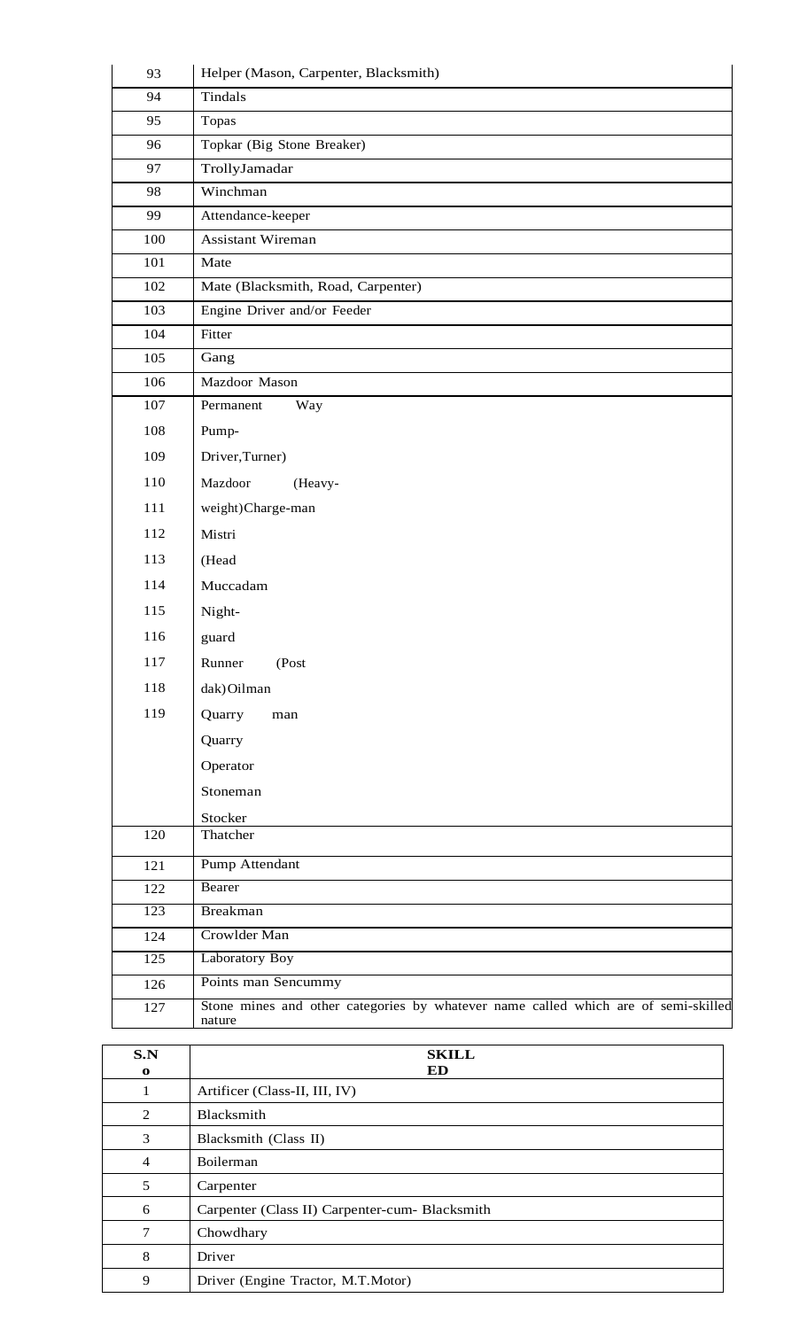| | |
|---|---|
| 93 | Helper (Mason, Carpenter, Blacksmith) |
| 94 | Tindals |
| 95 | Topas |
| 96 | Topkar (Big Stone Breaker) |
| 97 | TrollyJamadar |
| 98 | Winchman |
| 99 | Attendance-keeper |
| 100 | Assistant Wireman |
| 101 | Mate |
| 102 | Mate (Blacksmith, Road, Carpenter) |
| 103 | Engine Driver and/or Feeder |
| 104 | Fitter |
| 105 | Gang |
| 106 | Mazdoor Mason |
| 107 | Permanent Way |
| 108 | Pump- |
| 109 | Driver,Turner) |
| 110 | Mazdoor (Heavy- |
| 111 | weight)Charge-man |
| 112 | Mistri |
| 113 | (Head |
| 114 | Muccadam |
| 115 | Night- |
| 116 | guard |
| 117 | Runner (Post |
| 118 | dak)Oilman |
| 119 | Quarry man |
| | Quarry |
| | Operator |
| | Stoneman |
| | Stocker |
| 120 | Thatcher |
| 121 | Pump Attendant |
| 122 | Bearer |
| 123 | Breakman |
| 124 | Crowlder Man |
| 125 | Laboratory Boy |
| 126 | Points man Sencummy |
| 127 | Stone mines and other categories by whatever name called which are of semi-skilled nature |

| **S.No** | **SKILLED** |
|---|---|
| 1 | Artificer (Class-II, III, IV) |
| 2 | Blacksmith |
| 3 | Blacksmith (Class II) |
| 4 | Boilerman |
| 5 | Carpenter |
| 6 | Carpenter (Class II) Carpenter-cum- Blacksmith |
| 7 | Chowdhary |
| 8 | Driver |
| 9 | Driver (Engine Tractor, M.T.Motor) |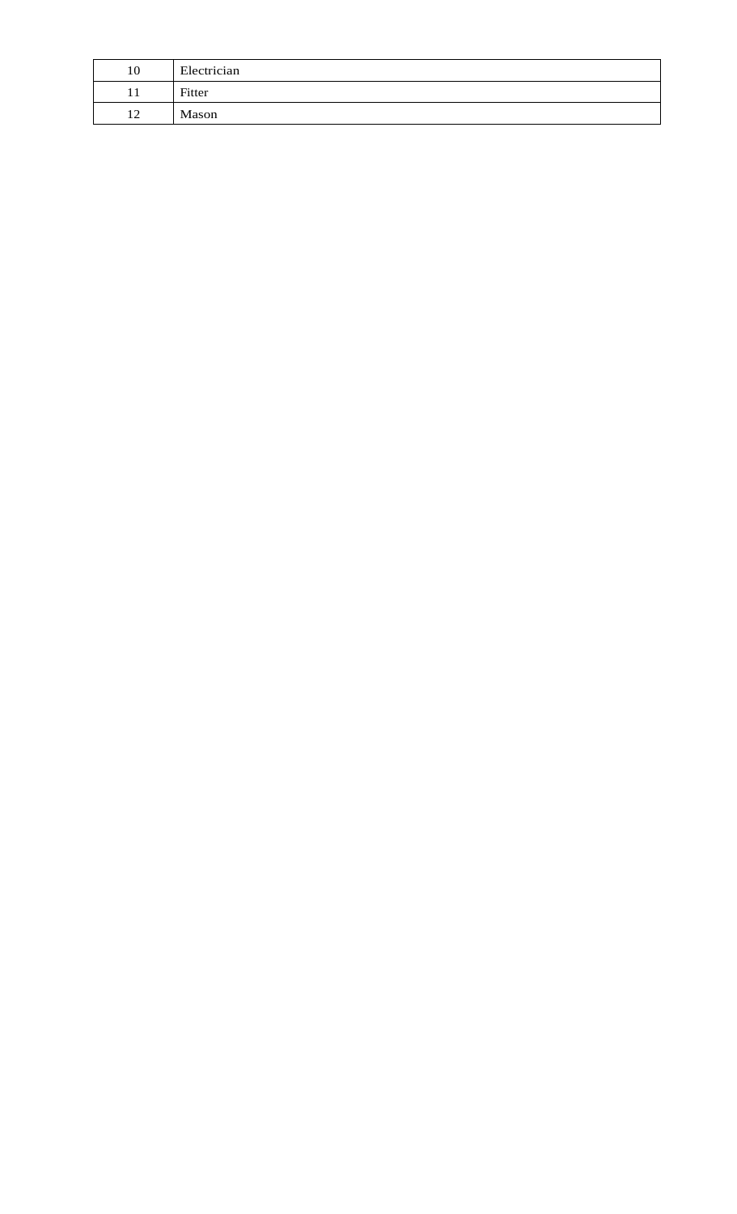| 10 | Electrician |
|---|---|
| 11 | Fitter |
| 12 | Mason |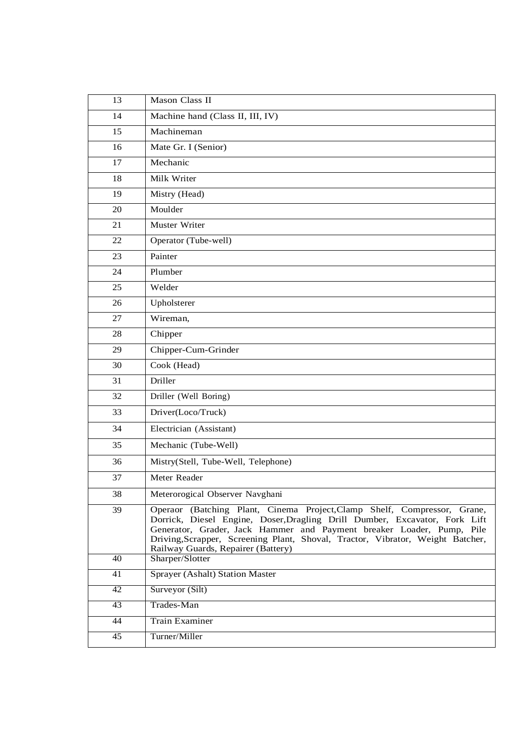| 13 | Mason Class II |
|---|---|
| 14 | Machine hand (Class II, III, IV) |
| 15 | Machineman |
| 16 | Mate Gr. I (Senior) |
| 17 | Mechanic |
| 18 | Milk Writer |
| 19 | Mistry (Head) |
| 20 | Moulder |
| 21 | Muster Writer |
| 22 | Operator (Tube-well) |
| 23 | Painter |
| 24 | Plumber |
| 25 | Welder |
| 26 | Upholsterer |
| 27 | Wireman, |
| 28 | Chipper |
| 29 | Chipper-Cum-Grinder |
| 30 | Cook (Head) |
| 31 | Driller |
| 32 | Driller (Well Boring) |
| 33 | Driver(Loco/Truck) |
| 34 | Electrician (Assistant) |
| 35 | Mechanic (Tube-Well) |
| 36 | Mistry(Stell, Tube-Well, Telephone) |
| 37 | Meter Reader |
| 38 | Meterorogical Observer Navghani |
| 39 | Operaor (Batching Plant, Cinema Project,Clamp Shelf, Compressor, Grane, Dorrick, Diesel Engine, Doser,Dragling Drill Dumber, Excavator, Fork Lift Generator, Grader, Jack Hammer and Payment breaker Loader, Pump, Pile Driving,Scrapper, Screening Plant, Shoval, Tractor, Vibrator, Weight Batcher, Railway Guards, Repairer (Battery) |
| 40 | Sharper/Slotter |
| 41 | Sprayer (Ashalt) Station Master |
| 42 | Surveyor (Silt) |
| 43 | Trades-Man |
| 44 | Train Examiner |
| 45 | Turner/Miller |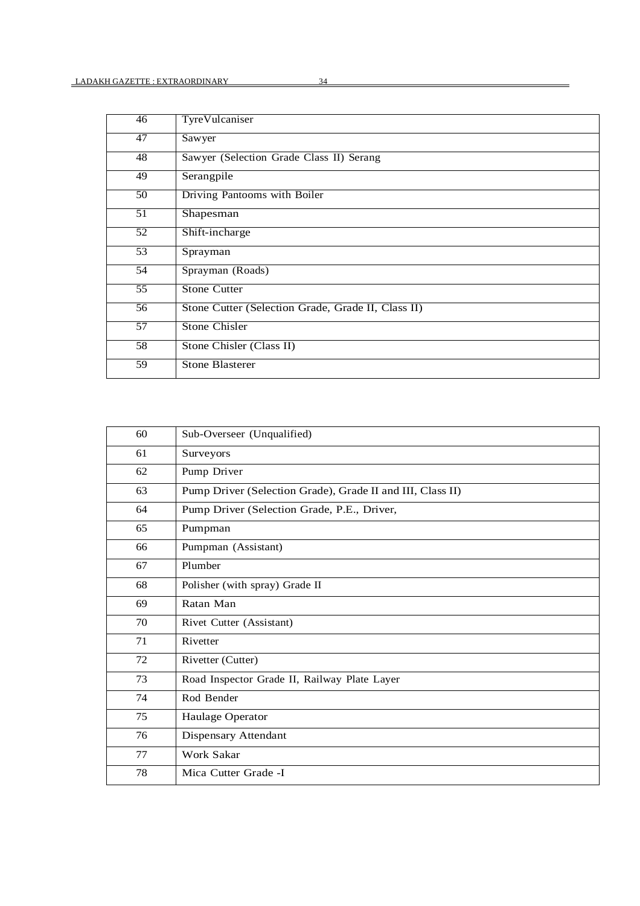| | |
|---|---|
| 46 | TyreVulcaniser |
| 47 | Sawyer |
| 48 | Sawyer (Selection Grade Class II) Serang |
| 49 | Serangpile |
| 50 | Driving Pantooms with Boiler |
| 51 | Shapesman |
| 52 | Shift-incharge |
| 53 | Sprayman |
| 54 | Sprayman (Roads) |
| 55 | Stone Cutter |
| 56 | Stone Cutter (Selection Grade, Grade II, Class II) |
| 57 | Stone Chisler |
| 58 | Stone Chisler (Class II) |
| 59 | Stone Blasterer |

| | |
|---|---|
| 60 | Sub-Overseer (Unqualified) |
| 61 | Surveyors |
| 62 | Pump Driver |
| 63 | Pump Driver (Selection Grade), Grade II and III, Class II) |
| 64 | Pump Driver (Selection Grade, P.E., Driver, |
| 65 | Pumpman |
| 66 | Pumpman (Assistant) |
| 67 | Plumber |
| 68 | Polisher (with spray) Grade II |
| 69 | Ratan Man |
| 70 | Rivet Cutter (Assistant) |
| 71 | Rivetter |
| 72 | Rivetter (Cutter) |
| 73 | Road Inspector Grade II, Railway Plate Layer |
| 74 | Rod Bender |
| 75 | Haulage Operator |
| 76 | Dispensary Attendant |
| 77 | Work Sakar |
| 78 | Mica Cutter Grade -I |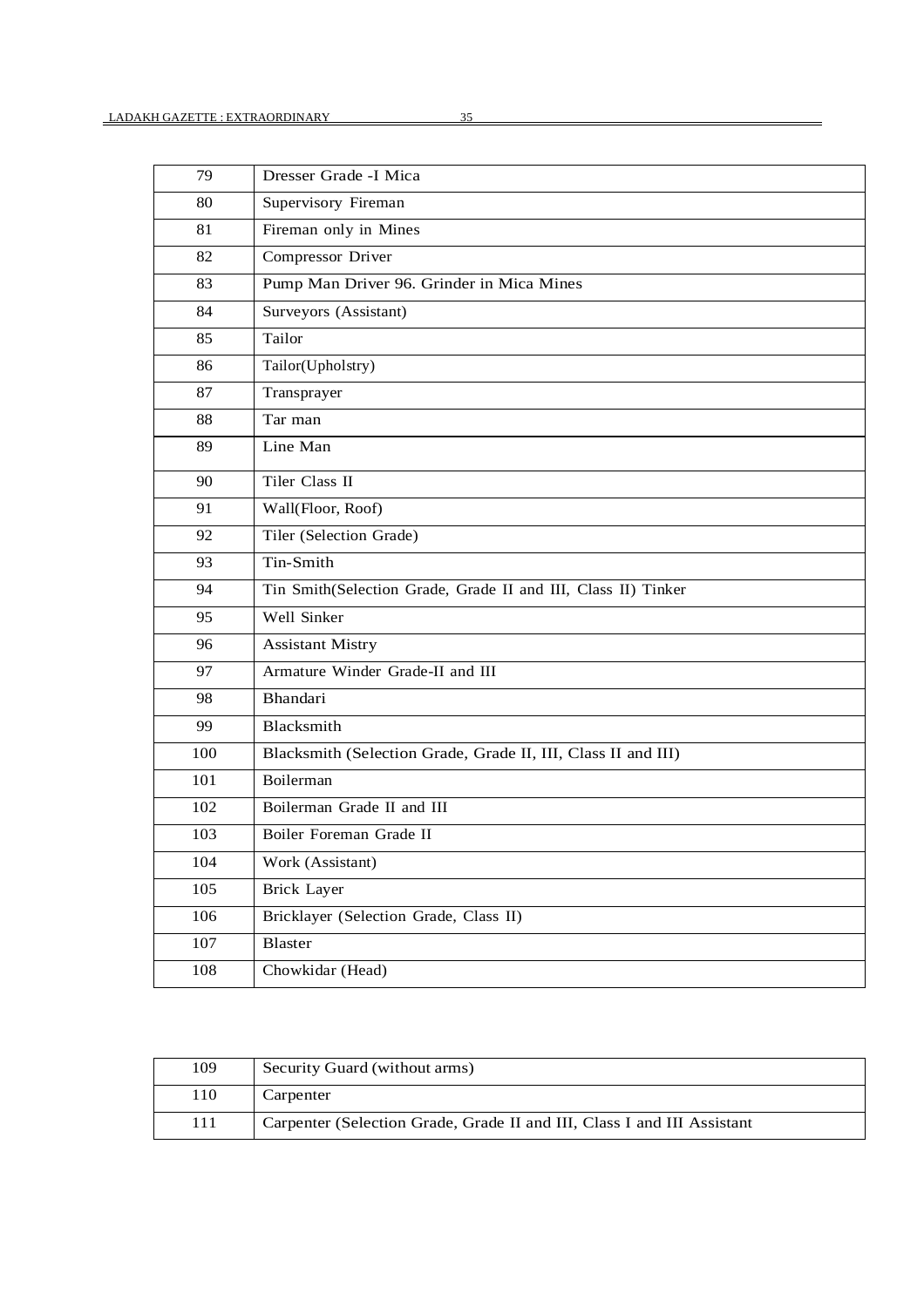| | |
|---|---|
| 79 | Dresser Grade -I Mica |
| 80 | Supervisory Fireman |
| 81 | Fireman only in Mines |
| 82 | Compressor Driver |
| 83 | Pump Man Driver 96. Grinder in Mica Mines |
| 84 | Surveyors (Assistant) |
| 85 | Tailor |
| 86 | Tailor(Upholstry) |
| 87 | Transprayer |
| 88 | Tar man |
| 89 | Line Man |
| 90 | Tiler Class II |
| 91 | Wall(Floor, Roof) |
| 92 | Tiler (Selection Grade) |
| 93 | Tin-Smith |
| 94 | Tin Smith(Selection Grade, Grade II and III, Class II) Tinker |
| 95 | Well Sinker |
| 96 | Assistant Mistry |
| 97 | Armature Winder Grade-II and III |
| 98 | Bhandari |
| 99 | Blacksmith |
| 100 | Blacksmith (Selection Grade, Grade II, III, Class II and III) |
| 101 | Boilerman |
| 102 | Boilerman Grade II and III |
| 103 | Boiler Foreman Grade II |
| 104 | Work (Assistant) |
| 105 | Brick Layer |
| 106 | Bricklayer (Selection Grade, Class II) |
| 107 | Blaster |
| 108 | Chowkidar (Head) |
| 109 | Security Guard (without arms) |
| 110 | Carpenter |
| 111 | Carpenter (Selection Grade, Grade II and III, Class I and III Assistant |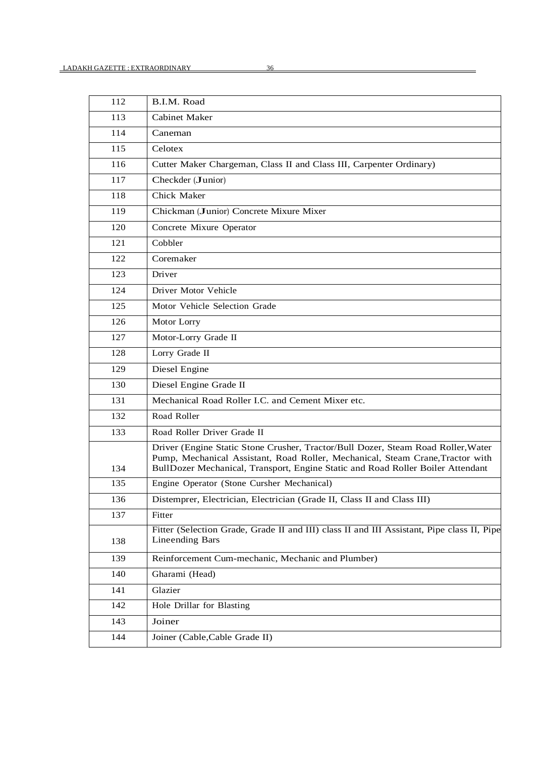| 112 | B.I.M. Road |
|---|---|
| 113 | Cabinet Maker |
| 114 | Caneman |
| 115 | Celotex |
| 116 | Cutter Maker Chargeman, Class II and Class III, Carpenter Ordinary) |
| 117 | Checkder (Junior) |
| 118 | Chick Maker |
| 119 | Chickman (Junior) Concrete Mixure Mixer |
| 120 | Concrete Mixure Operator |
| 121 | Cobbler |
| 122 | Coremaker |
| 123 | Driver |
| 124 | Driver Motor Vehicle |
| 125 | Motor Vehicle Selection Grade |
| 126 | Motor Lorry |
| 127 | Motor-Lorry Grade II |
| 128 | Lorry Grade II |
| 129 | Diesel Engine |
| 130 | Diesel Engine Grade II |
| 131 | Mechanical Road Roller I.C. and Cement Mixer etc. |
| 132 | Road Roller |
| 133 | Road Roller Driver Grade II |
| 134 | Driver (Engine Static Stone Crusher, Tractor/Bull Dozer, Steam Road Roller,Water Pump, Mechanical Assistant, Road Roller, Mechanical, Steam Crane,Tractor with BullDozer Mechanical, Transport, Engine Static and Road Roller Boiler Attendant |
| 135 | Engine Operator (Stone Cursher Mechanical) |
| 136 | Distemprer, Electrician, Electrician (Grade II, Class II and Class III) |
| 137 | Fitter |
| 138 | Fitter (Selection Grade, Grade II and III) class II and III Assistant, Pipe class II, Pipe Lineending Bars |
| 139 | Reinforcement Cum-mechanic, Mechanic and Plumber) |
| 140 | Gharami (Head) |
| 141 | Glazier |
| 142 | Hole Drillar for Blasting |
| 143 | Joiner |
| 144 | Joiner (Cable,Cable Grade II) |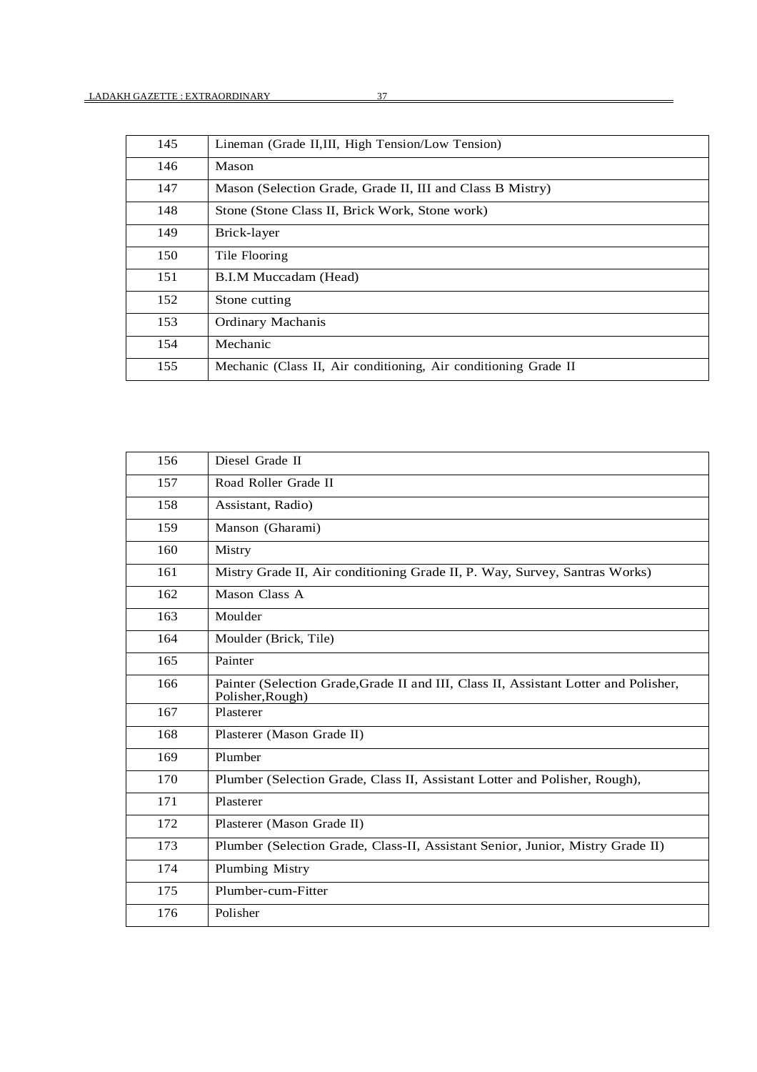| | |
|---|---|
| 145 | Lineman (Grade II,III, High Tension/Low Tension) |
| 146 | Mason |
| 147 | Mason (Selection Grade, Grade II, III and Class B Mistry) |
| 148 | Stone (Stone Class II, Brick Work, Stone work) |
| 149 | Brick-layer |
| 150 | Tile Flooring |
| 151 | B.I.M Muccadam (Head) |
| 152 | Stone cutting |
| 153 | Ordinary Machanis |
| 154 | Mechanic |
| 155 | Mechanic (Class II, Air conditioning, Air conditioning Grade II |

| | |
|---|---|
| 156 | Diesel Grade II |
| 157 | Road Roller Grade II |
| 158 | Assistant, Radio) |
| 159 | Manson (Gharami) |
| 160 | Mistry |
| 161 | Mistry Grade II, Air conditioning Grade II, P. Way, Survey, Santras Works) |
| 162 | Mason Class A |
| 163 | Moulder |
| 164 | Moulder (Brick, Tile) |
| 165 | Painter |
| 166 | Painter (Selection Grade,Grade II and III, Class II, Assistant Lotter and Polisher, Polisher,Rough) |
| 167 | Plasterer |
| 168 | Plasterer (Mason Grade II) |
| 169 | Plumber |
| 170 | Plumber (Selection Grade, Class II, Assistant Lotter and Polisher, Rough), |
| 171 | Plasterer |
| 172 | Plasterer (Mason Grade II) |
| 173 | Plumber (Selection Grade, Class-II, Assistant Senior, Junior, Mistry Grade II) |
| 174 | Plumbing Mistry |
| 175 | Plumber-cum-Fitter |
| 176 | Polisher |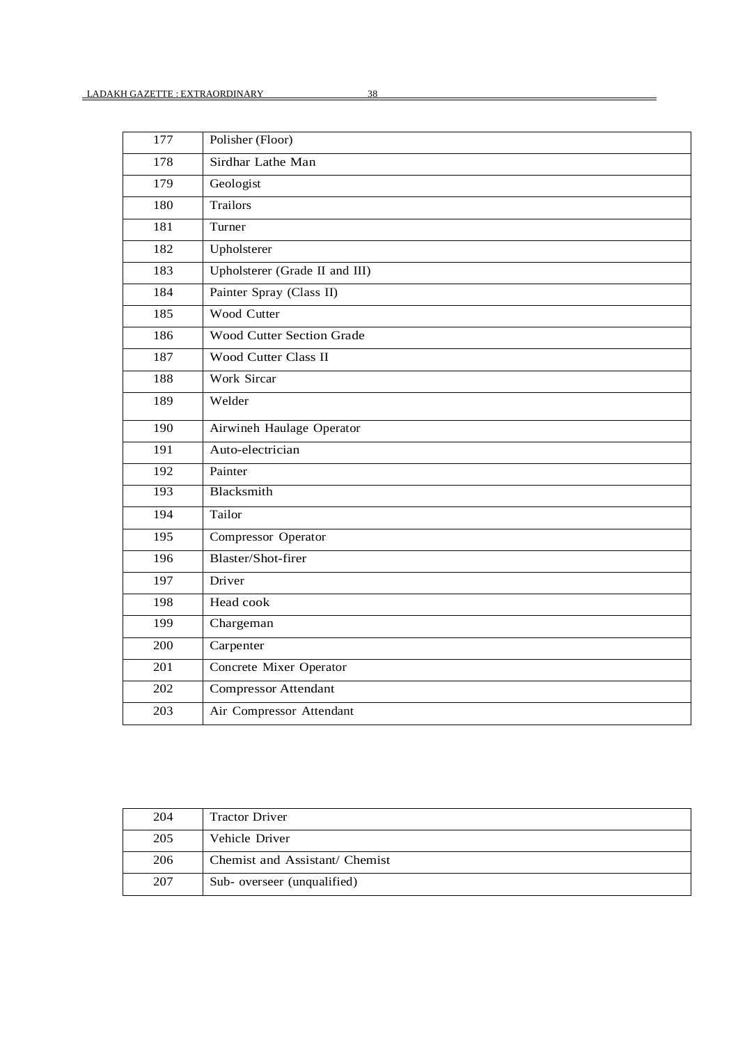| 177 | Polisher (Floor) |
|---|---|
| 178 | Sirdhar Lathe Man |
| 179 | Geologist |
| 180 | Trailors |
| 181 | Turner |
| 182 | Upholsterer |
| 183 | Upholsterer (Grade II and III) |
| 184 | Painter Spray (Class II) |
| 185 | Wood Cutter |
| 186 | Wood Cutter Section Grade |
| 187 | Wood Cutter Class II |
| 188 | Work Sircar |
| 189 | Welder |
| 190 | Airwineh Haulage Operator |
| 191 | Auto-electrician |
| 192 | Painter |
| 193 | Blacksmith |
| 194 | Tailor |
| 195 | Compressor Operator |
| 196 | Blaster/Shot-firer |
| 197 | Driver |
| 198 | Head cook |
| 199 | Chargeman |
| 200 | Carpenter |
| 201 | Concrete Mixer Operator |
| 202 | Compressor Attendant |
| 203 | Air Compressor Attendant |
| 204 | Tractor Driver |
| 205 | Vehicle Driver |
| 206 | Chemist and Assistant/ Chemist |
| 207 | Sub- overseer (unqualified) |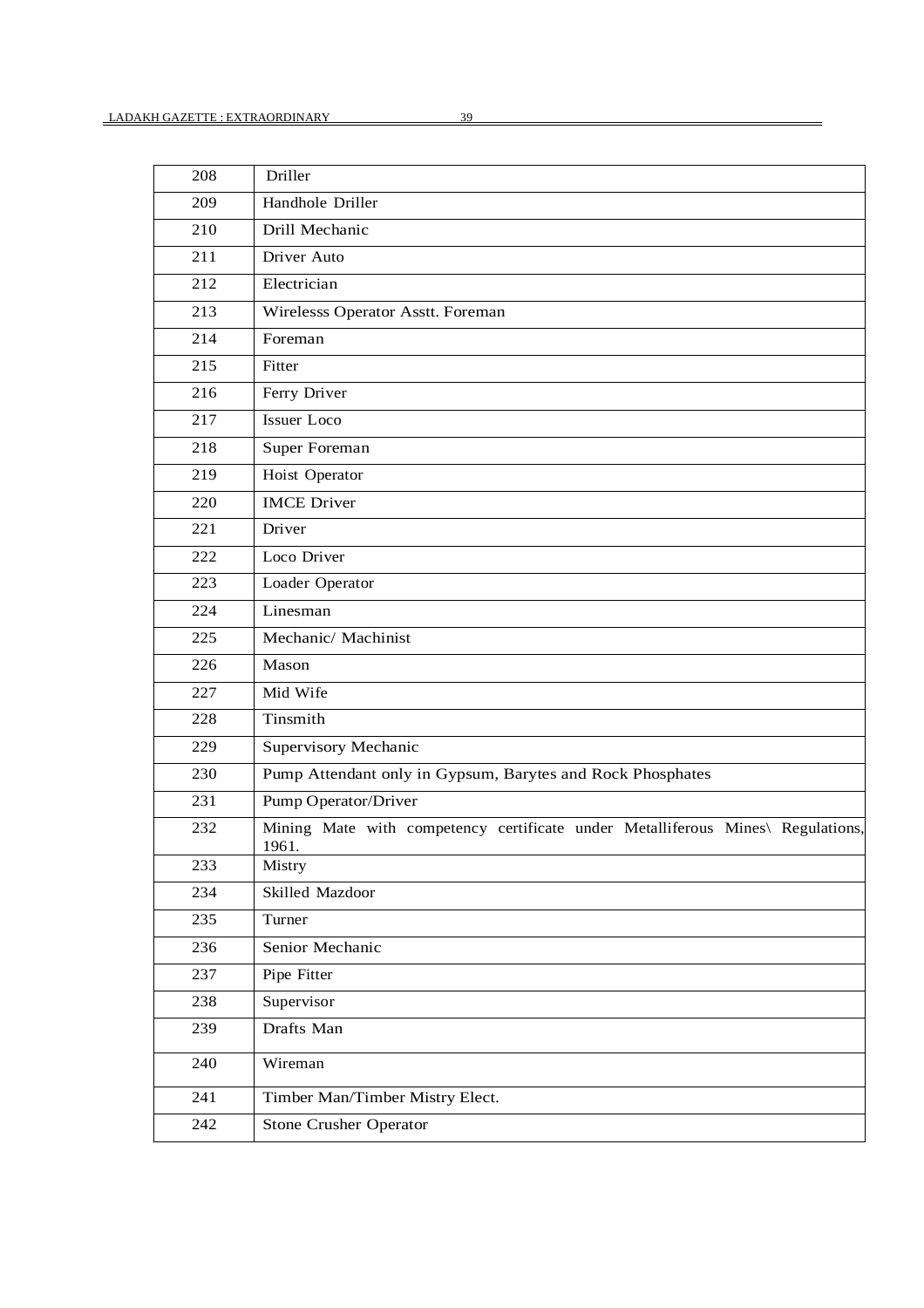| 208 | Driller |
|---|---|
| 209 | Handhole Driller |
| 210 | Drill Mechanic |
| 211 | Driver Auto |
| 212 | Electrician |
| 213 | Wirelesss Operator Asstt. Foreman |
| 214 | Foreman |
| 215 | Fitter |
| 216 | Ferry Driver |
| 217 | Issuer Loco |
| 218 | Super Foreman |
| 219 | Hoist Operator |
| 220 | IMCE Driver |
| 221 | Driver |
| 222 | Loco Driver |
| 223 | Loader Operator |
| 224 | Linesman |
| 225 | Mechanic/ Machinist |
| 226 | Mason |
| 227 | Mid Wife |
| 228 | Tinsmith |
| 229 | Supervisory Mechanic |
| 230 | Pump Attendant only in Gypsum, Barytes and Rock Phosphates |
| 231 | Pump Operator/Driver |
| 232 | Mining Mate with competency certificate under Metalliferous Mines\ Regulations, 1961. |
| 233 | Mistry |
| 234 | Skilled Mazdoor |
| 235 | Turner |
| 236 | Senior Mechanic |
| 237 | Pipe Fitter |
| 238 | Supervisor |
| 239 | Drafts Man |
| 240 | Wireman |
| 241 | Timber Man/Timber Mistry Elect. |
| 242 | Stone Crusher Operator |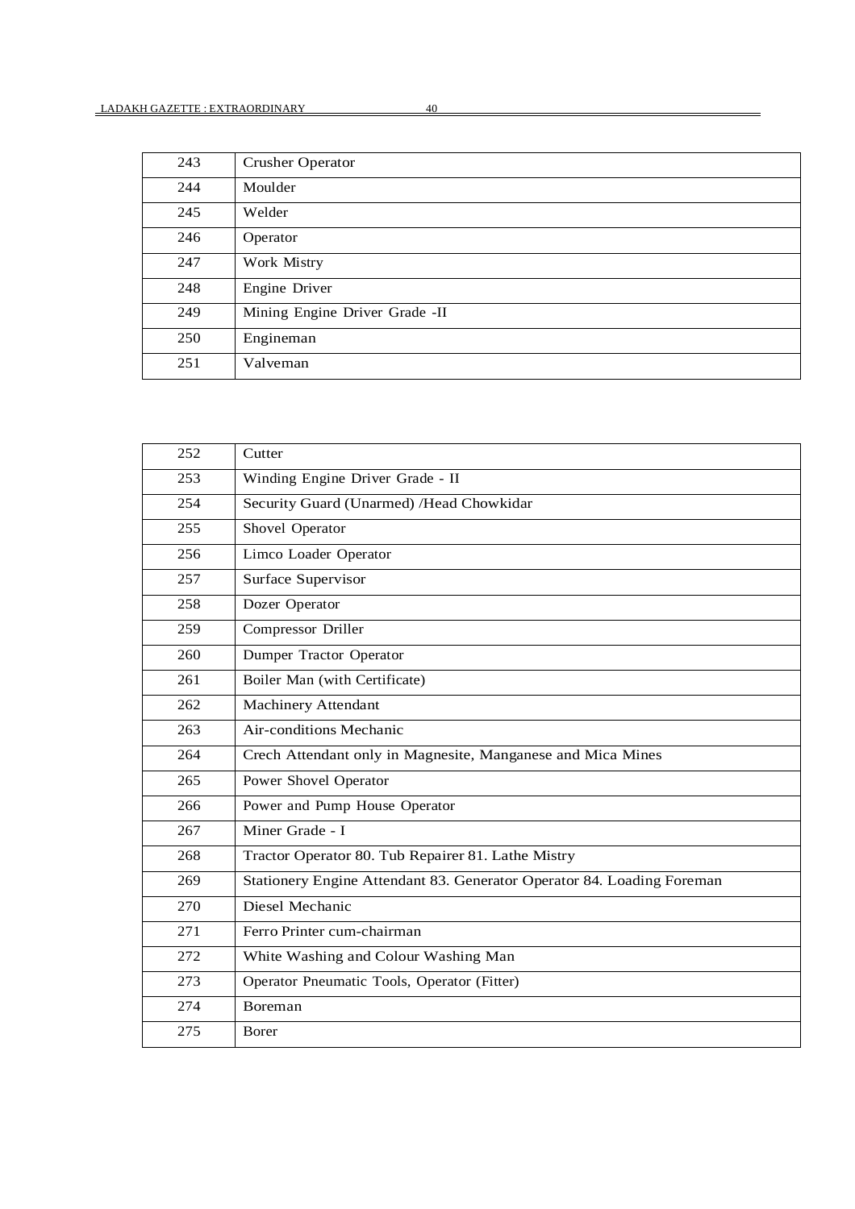| 243 | Crusher Operator |
|---|---|
| 244 | Moulder |
| 245 | Welder |
| 246 | Operator |
| 247 | Work Mistry |
| 248 | Engine Driver |
| 249 | Mining Engine Driver Grade -II |
| 250 | Engineman |
| 251 | Valveman |

| 252 | Cutter |
|---|---|
| 253 | Winding Engine Driver Grade - II |
| 254 | Security Guard (Unarmed) /Head Chowkidar |
| 255 | Shovel Operator |
| 256 | Limco Loader Operator |
| 257 | Surface Supervisor |
| 258 | Dozer Operator |
| 259 | Compressor Driller |
| 260 | Dumper Tractor Operator |
| 261 | Boiler Man (with Certificate) |
| 262 | Machinery Attendant |
| 263 | Air-conditions Mechanic |
| 264 | Crech Attendant only in Magnesite, Manganese and Mica Mines |
| 265 | Power Shovel Operator |
| 266 | Power and Pump House Operator |
| 267 | Miner Grade - I |
| 268 | Tractor Operator 80. Tub Repairer 81. Lathe Mistry |
| 269 | Stationery Engine Attendant 83. Generator Operator 84. Loading Foreman |
| 270 | Diesel Mechanic |
| 271 | Ferro Printer cum-chairman |
| 272 | White Washing and Colour Washing Man |
| 273 | Operator Pneumatic Tools, Operator (Fitter) |
| 274 | Boreman |
| 275 | Borer |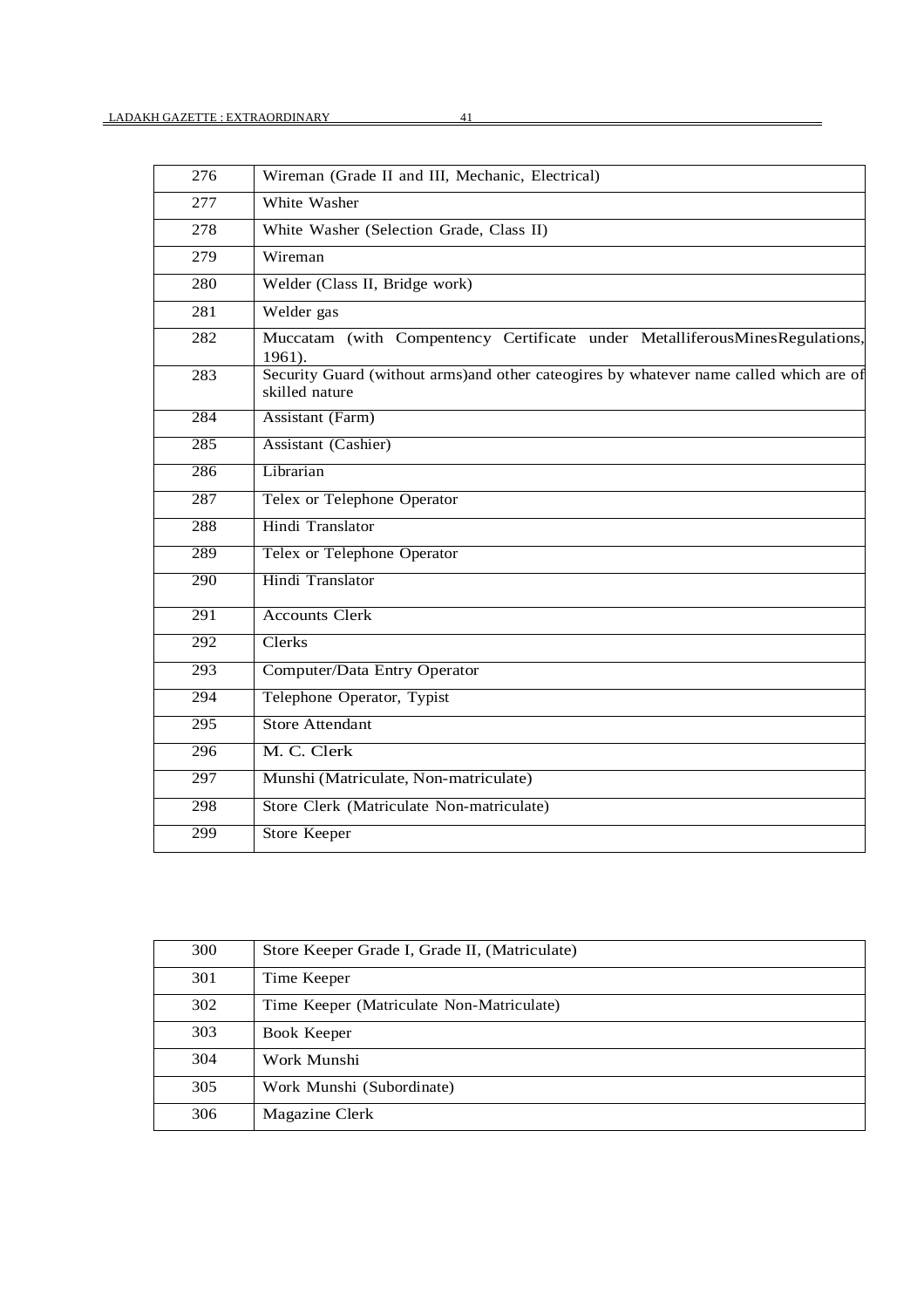| 276 | Wireman (Grade II and III, Mechanic, Electrical) |
|---|---|
| 277 | White Washer |
| 278 | White Washer (Selection Grade, Class II) |
| 279 | Wireman |
| 280 | Welder (Class II, Bridge work) |
| 281 | Welder gas |
| 282 | Muccatam (with Compentency Certificate under MetalliferousMinesRegulations, 1961). |
| 283 | Security Guard (without arms)and other cateogires by whatever name called which are of skilled nature |
| 284 | Assistant (Farm) |
| 285 | Assistant (Cashier) |
| 286 | Librarian |
| 287 | Telex or Telephone Operator |
| 288 | Hindi Translator |
| 289 | Telex or Telephone Operator |
| 290 | Hindi Translator |
| 291 | Accounts Clerk |
| 292 | Clerks |
| 293 | Computer/Data Entry Operator |
| 294 | Telephone Operator, Typist |
| 295 | Store Attendant |
| 296 | M. C. Clerk |
| 297 | Munshi (Matriculate, Non-matriculate) |
| 298 | Store Clerk (Matriculate Non-matriculate) |
| 299 | Store Keeper |
| 300 | Store Keeper Grade I, Grade II, (Matriculate) |
| 301 | Time Keeper |
| 302 | Time Keeper (Matriculate Non-Matriculate) |
| 303 | Book Keeper |
| 304 | Work Munshi |
| 305 | Work Munshi (Subordinate) |
| 306 | Magazine Clerk |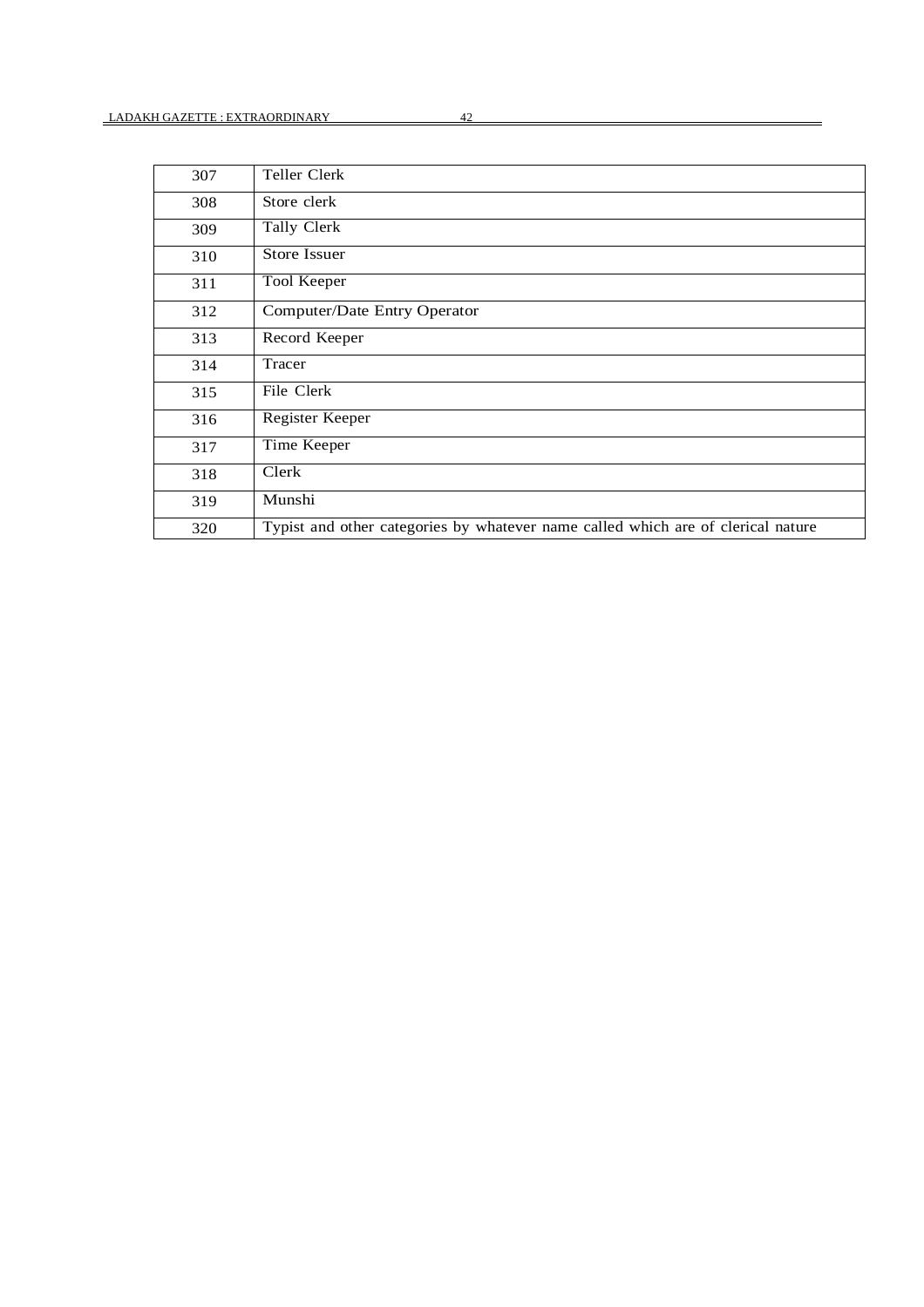| | |
|---|---|
| 307 | Teller Clerk |
| 308 | Store clerk |
| 309 | Tally Clerk |
| 310 | Store Issuer |
| 311 | Tool Keeper |
| 312 | Computer/Date Entry Operator |
| 313 | Record Keeper |
| 314 | Tracer |
| 315 | File Clerk |
| 316 | Register Keeper |
| 317 | Time Keeper |
| 318 | Clerk |
| 319 | Munshi |
| 320 | Typist and other categories by whatever name called which are of clerical nature |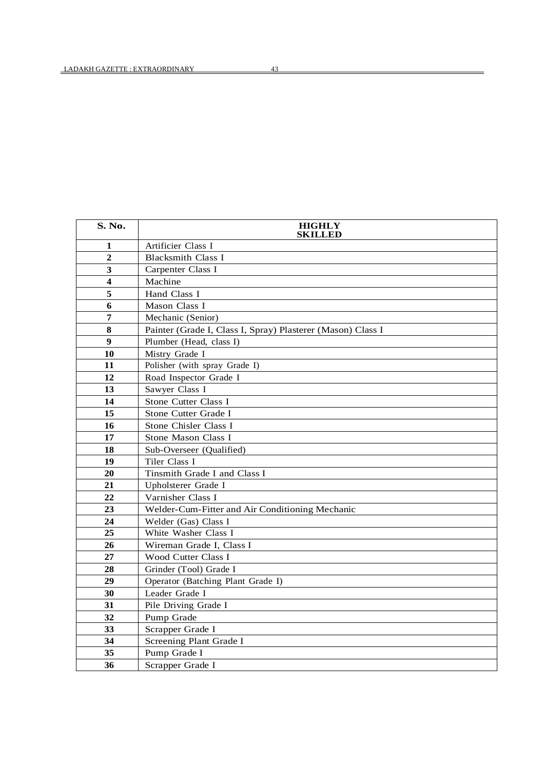| S. No. | HIGHLY SKILLED |
|---|---|
| 1 | Artificier Class I |
| 2 | Blacksmith Class I |
| 3 | Carpenter Class I |
| 4 | Machine |
| 5 | Hand Class I |
| 6 | Mason Class I |
| 7 | Mechanic (Senior) |
| 8 | Painter (Grade I, Class I, Spray) Plasterer (Mason) Class I |
| 9 | Plumber (Head, class I) |
| 10 | Mistry Grade I |
| 11 | Polisher (with spray Grade I) |
| 12 | Road Inspector Grade I |
| 13 | Sawyer Class I |
| 14 | Stone Cutter Class I |
| 15 | Stone Cutter Grade I |
| 16 | Stone Chisler Class I |
| 17 | Stone Mason Class I |
| 18 | Sub-Overseer (Qualified) |
| 19 | Tiler Class I |
| 20 | Tinsmith Grade I and Class I |
| 21 | Upholsterer Grade I |
| 22 | Varnisher Class I |
| 23 | Welder-Cum-Fitter and Air Conditioning Mechanic |
| 24 | Welder (Gas) Class I |
| 25 | White Washer Class I |
| 26 | Wireman Grade I, Class I |
| 27 | Wood Cutter Class I |
| 28 | Grinder (Tool) Grade I |
| 29 | Operator (Batching Plant Grade I) |
| 30 | Leader Grade I |
| 31 | Pile Driving Grade I |
| 32 | Pump Grade |
| 33 | Scrapper Grade I |
| 34 | Screening Plant Grade I |
| 35 | Pump Grade I |
| 36 | Scrapper Grade I |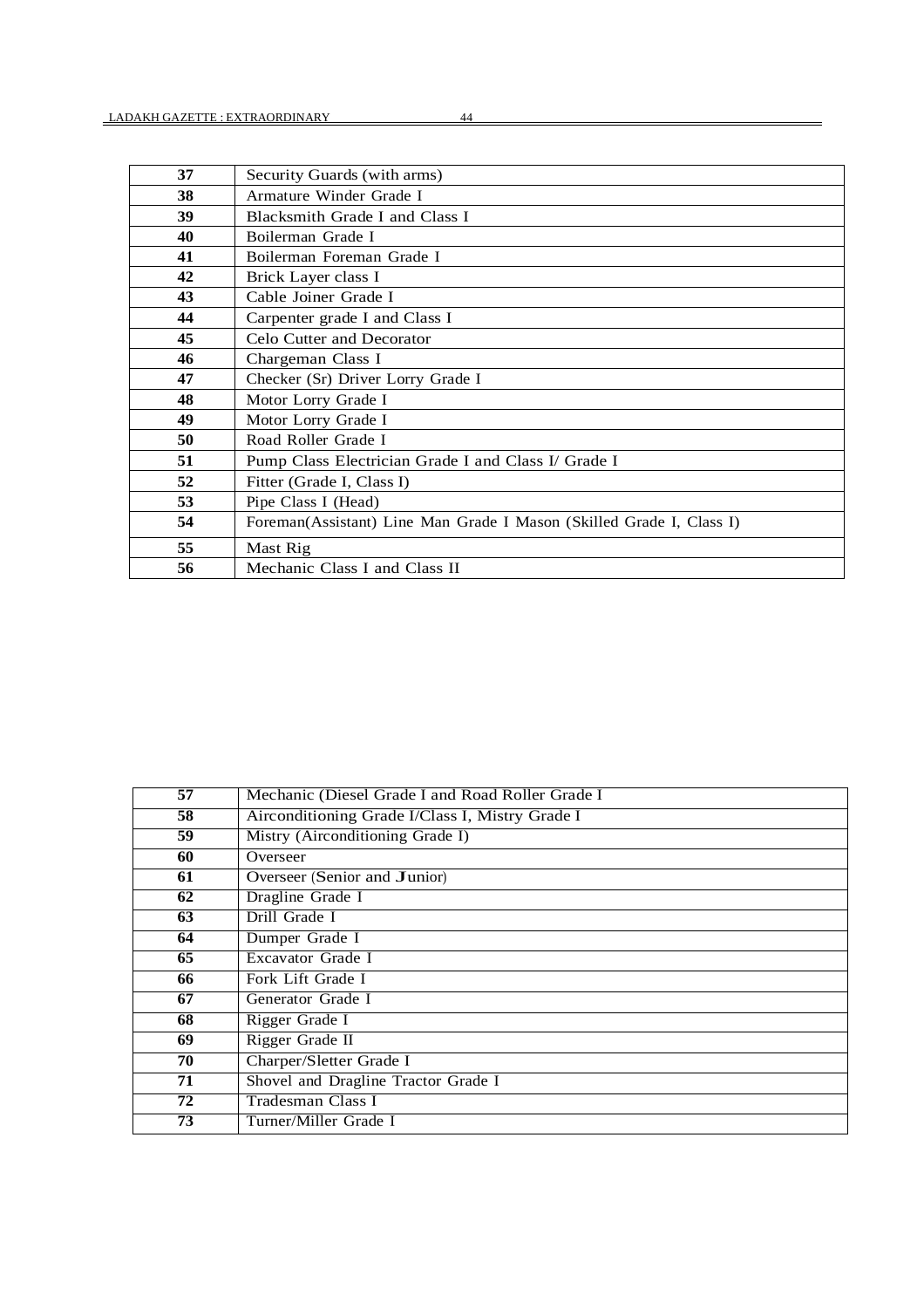| | |
|---|---|
| **37** | Security Guards (with arms) |
| **38** | Armature Winder Grade I |
| **39** | Blacksmith Grade I and Class I |
| **40** | Boilerman Grade I |
| **41** | Boilerman Foreman Grade I |
| **42** | Brick Layer class I |
| **43** | Cable Joiner Grade I |
| **44** | Carpenter grade I and Class I |
| **45** | Celo Cutter and Decorator |
| **46** | Chargeman Class I |
| **47** | Checker (Sr) Driver Lorry Grade I |
| **48** | Motor Lorry Grade I |
| **49** | Motor Lorry Grade I |
| **50** | Road Roller Grade I |
| **51** | Pump Class Electrician Grade I and Class I/ Grade I |
| **52** | Fitter (Grade I, Class I) |
| **53** | Pipe Class I (Head) |
| **54** | Foreman(Assistant) Line Man Grade I Mason (Skilled Grade I, Class I) |
| **55** | Mast Rig |
| **56** | Mechanic Class I and Class II |
| **57** | Mechanic (Diesel Grade I and Road Roller Grade I |
| **58** | Airconditioning Grade I/Class I, Mistry Grade I |
| **59** | Mistry (Airconditioning Grade I) |
| **60** | Overseer |
| **61** | Overseer (Senior and Junior) |
| **62** | Dragline Grade I |
| **63** | Drill Grade I |
| **64** | Dumper Grade I |
| **65** | Excavator Grade I |
| **66** | Fork Lift Grade I |
| **67** | Generator Grade I |
| **68** | Rigger Grade I |
| **69** | Rigger Grade II |
| **70** | Charper/Sletter Grade I |
| **71** | Shovel and Dragline Tractor Grade I |
| **72** | Tradesman Class I |
| **73** | Turner/Miller Grade I |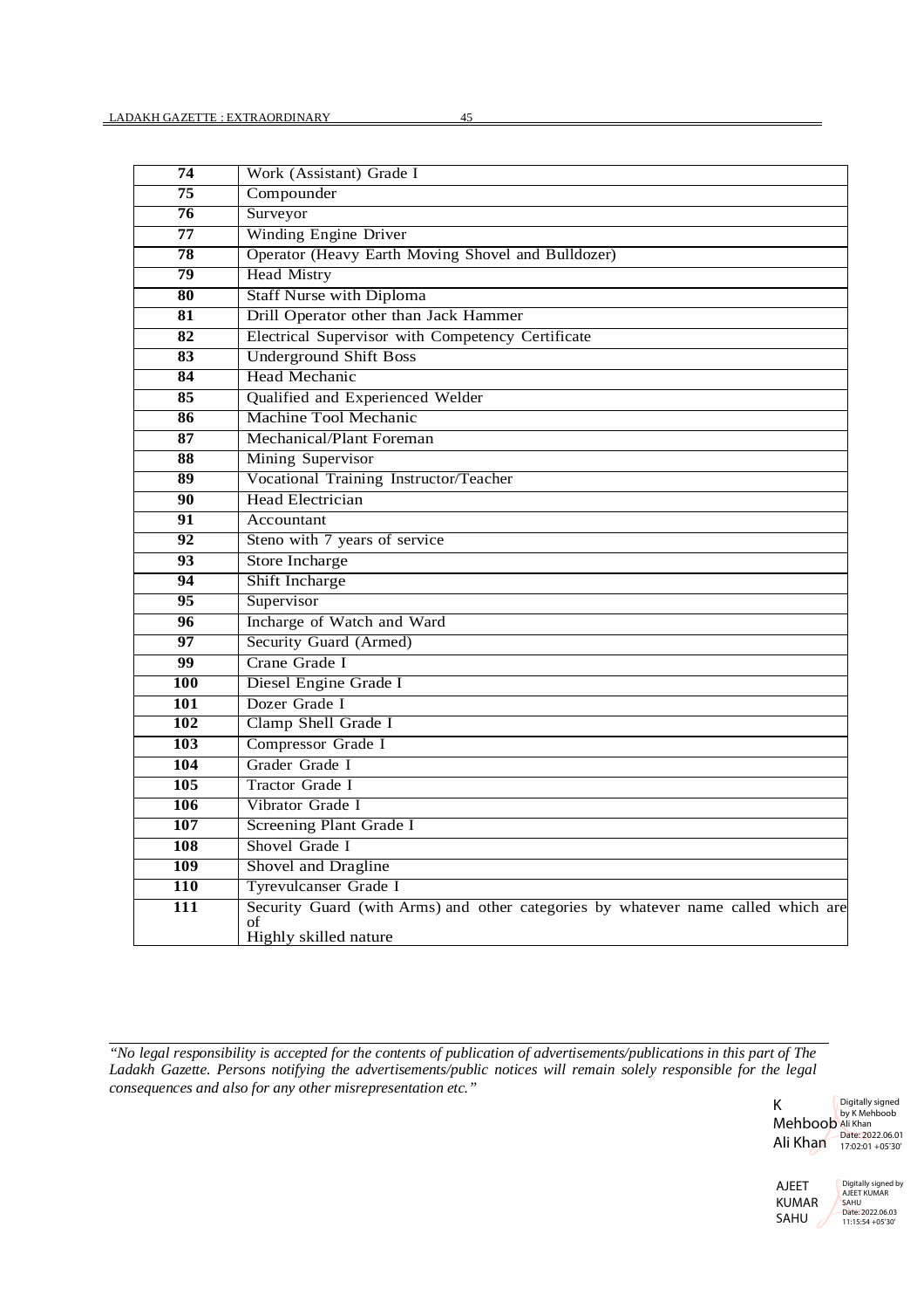| | |
|---|---|
| **74** | Work (Assistant) Grade I |
| **75** | Compounder |
| **76** | Surveyor |
| **77** | Winding Engine Driver |
| **78** | Operator (Heavy Earth Moving Shovel and Bulldozer) |
| **79** | Head Mistry |
| **80** | Staff Nurse with Diploma |
| **81** | Drill Operator other than Jack Hammer |
| **82** | Electrical Supervisor with Competency Certificate |
| **83** | Underground Shift Boss |
| **84** | Head Mechanic |
| **85** | Qualified and Experienced Welder |
| **86** | Machine Tool Mechanic |
| **87** | Mechanical/Plant Foreman |
| **88** | Mining Supervisor |
| **89** | Vocational Training Instructor/Teacher |
| **90** | Head Electrician |
| **91** | Accountant |
| **92** | Steno with 7 years of service |
| **93** | Store Incharge |
| **94** | Shift Incharge |
| **95** | Supervisor |
| **96** | Incharge of Watch and Ward |
| **97** | Security Guard (Armed) |
| **99** | Crane Grade I |
| **100** | Diesel Engine Grade I |
| **101** | Dozer Grade I |
| **102** | Clamp Shell Grade I |
| **103** | Compressor Grade I |
| **104** | Grader Grade I |
| **105** | Tractor Grade I |
| **106** | Vibrator Grade I |
| **107** | Screening Plant Grade I |
| **108** | Shovel Grade I |
| **109** | Shovel and Dragline |
| **110** | Tyrevulcanser Grade I |
| **111** | Security Guard (with Arms) and other categories by whatever name called which are of Highly skilled nature |

*"No legal responsibility is accepted for the contents of publication of advertisements/publications in this part of The Ladakh Gazette. Persons notifying the advertisements/public notices will remain solely responsible for the legal consequences and also for any other misrepresentation etc."*

K Mehboob Ali Khan — Digitally signed by K Mehboob Ali Khan Date: 2022.06.01 17:02:01 +05'30'

AJEET KUMAR SAHU — Digitally signed by AJEET KUMAR SAHU Date: 2022.06.03 11:15:54 +05'30'